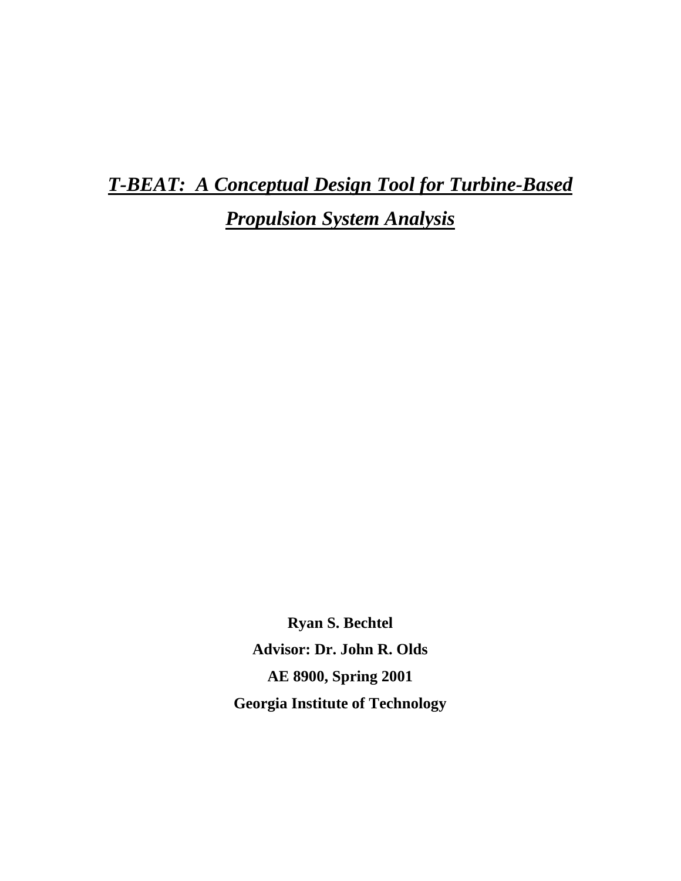# *T-BEAT: A Conceptual Design Tool for Turbine-Based Propulsion System Analysis*

**Ryan S. Bechtel**

**Advisor: Dr. John R. Olds**

**AE 8900, Spring 2001**

**Georgia Institute of Technology**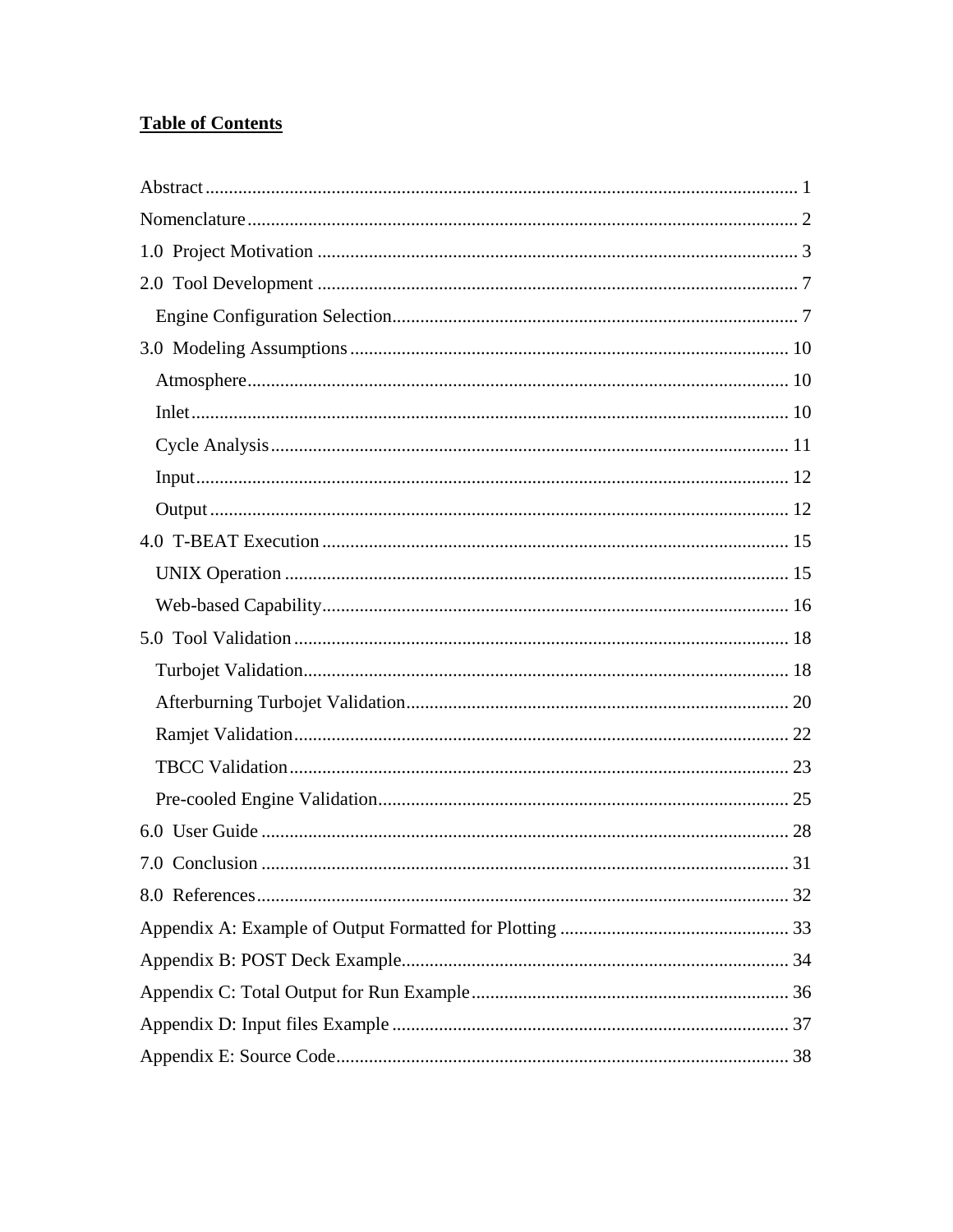## Table of Contents

Abstract ..... 1
Nomenclature ..... 2
1.0 Project Motivation ..... 3
2.0 Tool Development ..... 7
- Engine Configuration Selection ..... 7

3.0 Modeling Assumptions ..... 10
- Atmosphere ..... 10
- Inlet ..... 10
- Cycle Analysis ..... 11
- Input ..... 12
- Output ..... 12

4.0 T-BEAT Execution ..... 15
- UNIX Operation ..... 15
- Web-based Capability ..... 16

5.0 Tool Validation ..... 18
- Turbojet Validation ..... 18
- Afterburning Turbojet Validation ..... 20
- Ramjet Validation ..... 22
- TBCC Validation ..... 23
- Pre-cooled Engine Validation ..... 25

6.0 User Guide ..... 28
7.0 Conclusion ..... 31
8.0 References ..... 32
Appendix A: Example of Output Formatted for Plotting ..... 33
Appendix B: POST Deck Example ..... 34
Appendix C: Total Output for Run Example ..... 36
Appendix D: Input files Example ..... 37
Appendix E: Source Code ..... 38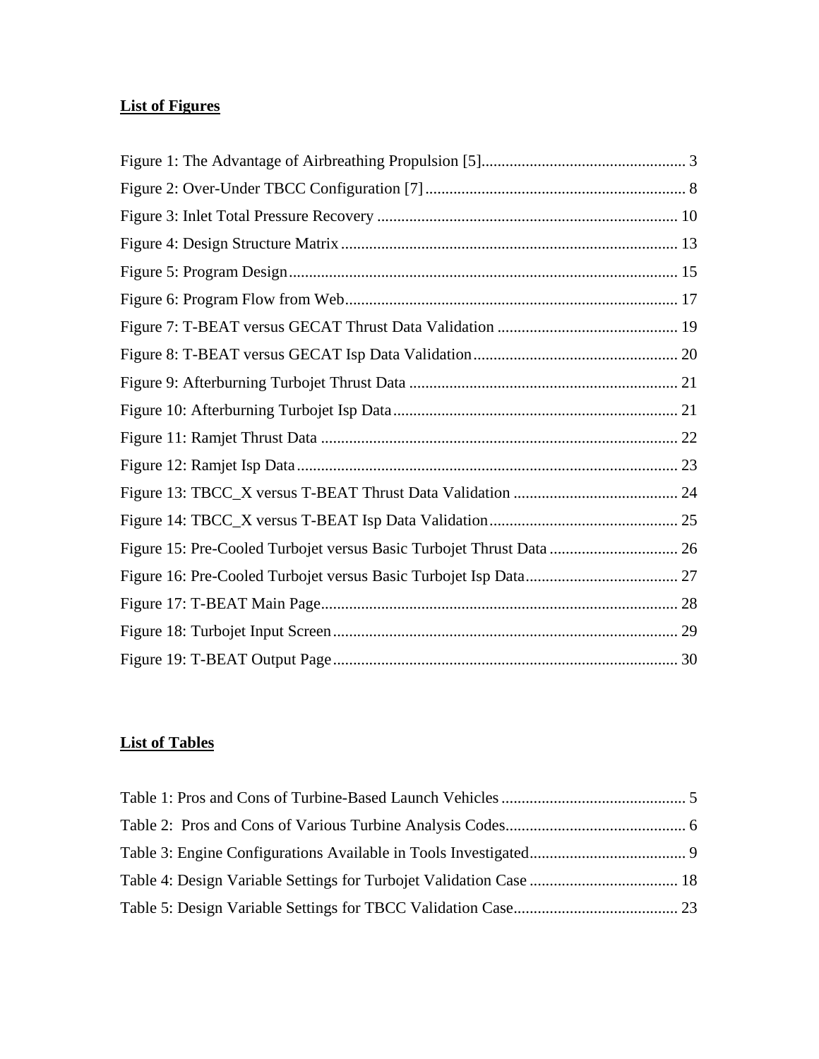## List of Figures

Figure 1: The Advantage of Airbreathing Propulsion [5]................................................... 3
Figure 2: Over-Under TBCC Configuration [7]................................................................ 8
Figure 3: Inlet Total Pressure Recovery .......................................................................... 10
Figure 4: Design Structure Matrix .................................................................................... 13
Figure 5: Program Design.................................................................................................. 15
Figure 6: Program Flow from Web................................................................................... 17
Figure 7: T-BEAT versus GECAT Thrust Data Validation ............................................. 19
Figure 8: T-BEAT versus GECAT Isp Data Validation................................................... 20
Figure 9: Afterburning Turbojet Thrust Data .................................................................. 21
Figure 10: Afterburning Turbojet Isp Data....................................................................... 21
Figure 11: Ramjet Thrust Data ......................................................................................... 22
Figure 12: Ramjet Isp Data............................................................................................... 23
Figure 13: TBCC_X versus T-BEAT Thrust Data Validation ......................................... 24
Figure 14: TBCC_X versus T-BEAT Isp Data Validation............................................... 25
Figure 15: Pre-Cooled Turbojet versus Basic Turbojet Thrust Data ................................ 26
Figure 16: Pre-Cooled Turbojet versus Basic Turbojet Isp Data...................................... 27
Figure 17: T-BEAT Main Page......................................................................................... 28
Figure 18: Turbojet Input Screen...................................................................................... 29
Figure 19: T-BEAT Output Page...................................................................................... 30

## List of Tables

Table 1: Pros and Cons of Turbine-Based Launch Vehicles ............................................. 5
Table 2: Pros and Cons of Various Turbine Analysis Codes............................................. 6
Table 3: Engine Configurations Available in Tools Investigated....................................... 9
Table 4: Design Variable Settings for Turbojet Validation Case ..................................... 18
Table 5: Design Variable Settings for TBCC Validation Case......................................... 23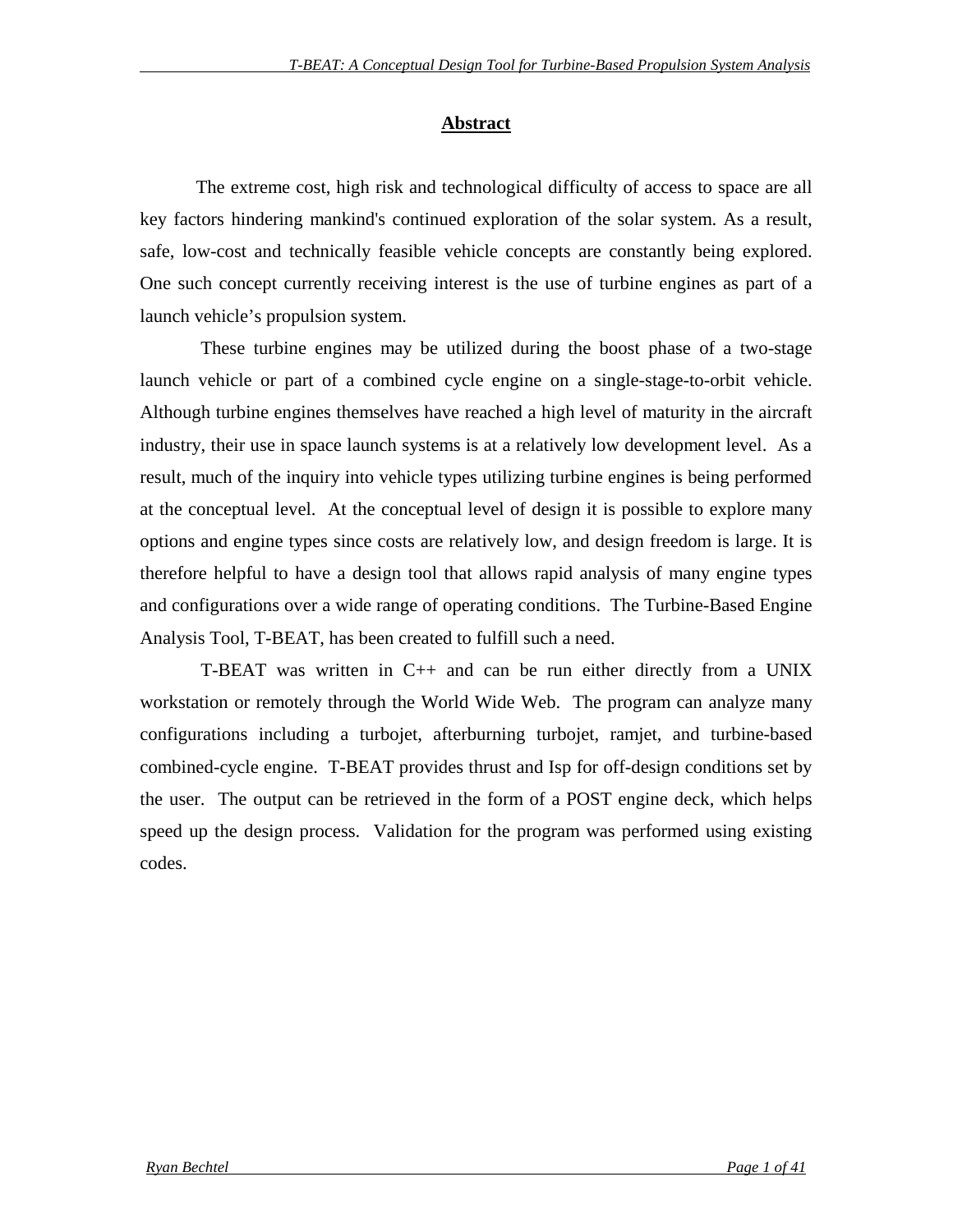## Abstract

The extreme cost, high risk and technological difficulty of access to space are all key factors hindering mankind's continued exploration of the solar system. As a result, safe, low-cost and technically feasible vehicle concepts are constantly being explored. One such concept currently receiving interest is the use of turbine engines as part of a launch vehicle's propulsion system.

These turbine engines may be utilized during the boost phase of a two-stage launch vehicle or part of a combined cycle engine on a single-stage-to-orbit vehicle. Although turbine engines themselves have reached a high level of maturity in the aircraft industry, their use in space launch systems is at a relatively low development level. As a result, much of the inquiry into vehicle types utilizing turbine engines is being performed at the conceptual level. At the conceptual level of design it is possible to explore many options and engine types since costs are relatively low, and design freedom is large. It is therefore helpful to have a design tool that allows rapid analysis of many engine types and configurations over a wide range of operating conditions. The Turbine-Based Engine Analysis Tool, T-BEAT, has been created to fulfill such a need.

T-BEAT was written in C++ and can be run either directly from a UNIX workstation or remotely through the World Wide Web. The program can analyze many configurations including a turbojet, afterburning turbojet, ramjet, and turbine-based combined-cycle engine. T-BEAT provides thrust and Isp for off-design conditions set by the user. The output can be retrieved in the form of a POST engine deck, which helps speed up the design process. Validation for the program was performed using existing codes.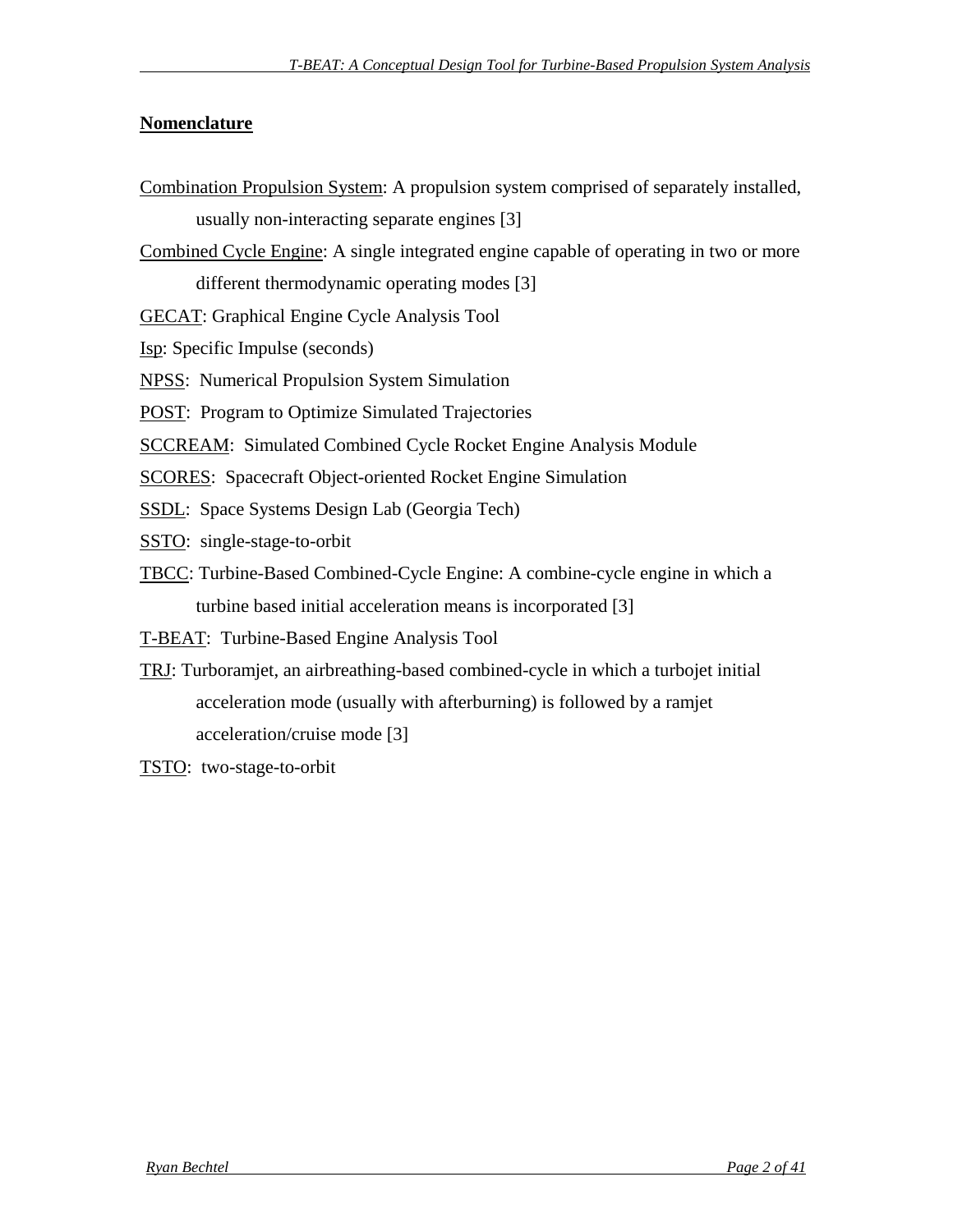## Nomenclature

Combination Propulsion System: A propulsion system comprised of separately installed, usually non-interacting separate engines [3]

Combined Cycle Engine: A single integrated engine capable of operating in two or more different thermodynamic operating modes [3]

GECAT: Graphical Engine Cycle Analysis Tool

Isp: Specific Impulse (seconds)

NPSS: Numerical Propulsion System Simulation

POST: Program to Optimize Simulated Trajectories

SCCREAM: Simulated Combined Cycle Rocket Engine Analysis Module

SCORES: Spacecraft Object-oriented Rocket Engine Simulation

SSDL: Space Systems Design Lab (Georgia Tech)

SSTO: single-stage-to-orbit

TBCC: Turbine-Based Combined-Cycle Engine: A combine-cycle engine in which a turbine based initial acceleration means is incorporated [3]

T-BEAT: Turbine-Based Engine Analysis Tool

TRJ: Turboramjet, an airbreathing-based combined-cycle in which a turbojet initial acceleration mode (usually with afterburning) is followed by a ramjet acceleration/cruise mode [3]

TSTO: two-stage-to-orbit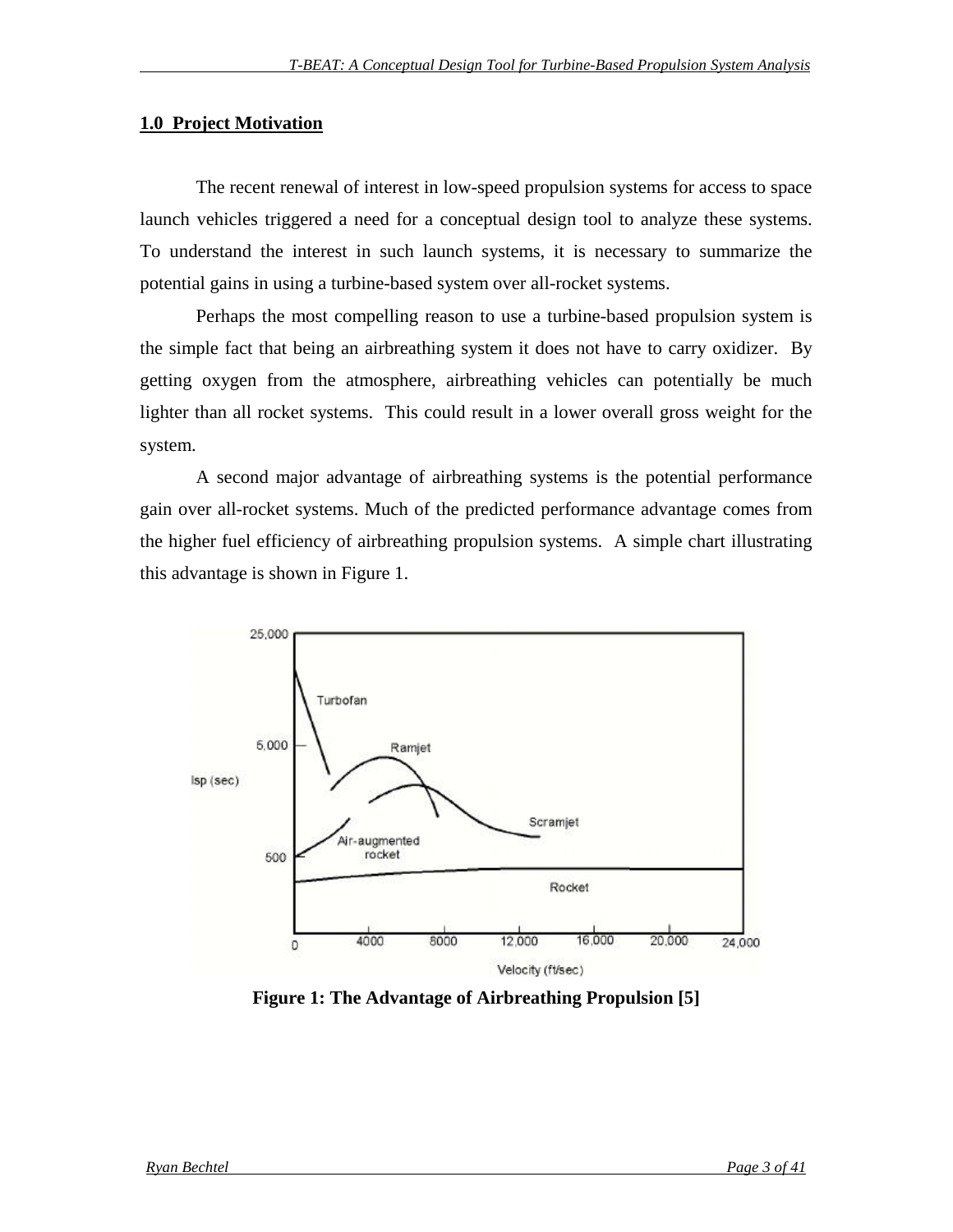## 1.0 Project Motivation

The recent renewal of interest in low-speed propulsion systems for access to space launch vehicles triggered a need for a conceptual design tool to analyze these systems. To understand the interest in such launch systems, it is necessary to summarize the potential gains in using a turbine-based system over all-rocket systems.

Perhaps the most compelling reason to use a turbine-based propulsion system is the simple fact that being an airbreathing system it does not have to carry oxidizer. By getting oxygen from the atmosphere, airbreathing vehicles can potentially be much lighter than all rocket systems. This could result in a lower overall gross weight for the system.

A second major advantage of airbreathing systems is the potential performance gain over all-rocket systems. Much of the predicted performance advantage comes from the higher fuel efficiency of airbreathing propulsion systems. A simple chart illustrating this advantage is shown in Figure 1.

**Figure 1: The Advantage of Airbreathing Propulsion [5]**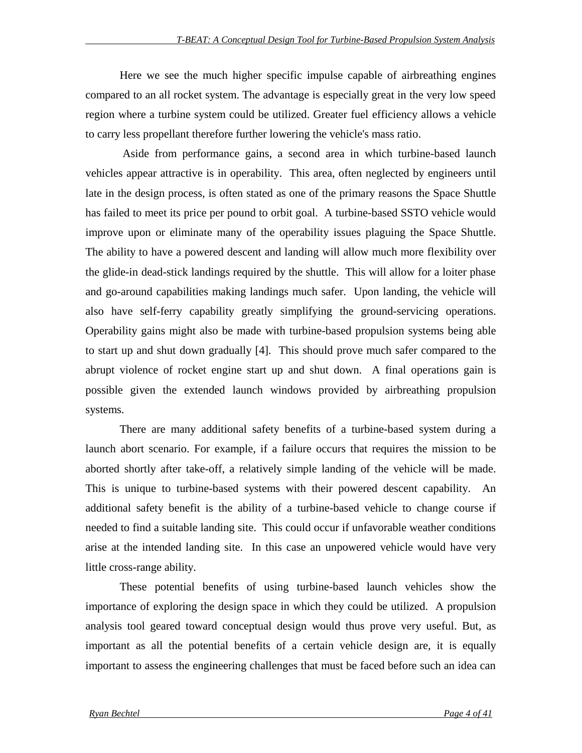Here we see the much higher specific impulse capable of airbreathing engines compared to an all rocket system. The advantage is especially great in the very low speed region where a turbine system could be utilized. Greater fuel efficiency allows a vehicle to carry less propellant therefore further lowering the vehicle's mass ratio.

Aside from performance gains, a second area in which turbine-based launch vehicles appear attractive is in operability. This area, often neglected by engineers until late in the design process, is often stated as one of the primary reasons the Space Shuttle has failed to meet its price per pound to orbit goal. A turbine-based SSTO vehicle would improve upon or eliminate many of the operability issues plaguing the Space Shuttle. The ability to have a powered descent and landing will allow much more flexibility over the glide-in dead-stick landings required by the shuttle. This will allow for a loiter phase and go-around capabilities making landings much safer. Upon landing, the vehicle will also have self-ferry capability greatly simplifying the ground-servicing operations. Operability gains might also be made with turbine-based propulsion systems being able to start up and shut down gradually [4]. This should prove much safer compared to the abrupt violence of rocket engine start up and shut down. A final operations gain is possible given the extended launch windows provided by airbreathing propulsion systems.

There are many additional safety benefits of a turbine-based system during a launch abort scenario. For example, if a failure occurs that requires the mission to be aborted shortly after take-off, a relatively simple landing of the vehicle will be made. This is unique to turbine-based systems with their powered descent capability. An additional safety benefit is the ability of a turbine-based vehicle to change course if needed to find a suitable landing site. This could occur if unfavorable weather conditions arise at the intended landing site. In this case an unpowered vehicle would have very little cross-range ability.

These potential benefits of using turbine-based launch vehicles show the importance of exploring the design space in which they could be utilized. A propulsion analysis tool geared toward conceptual design would thus prove very useful. But, as important as all the potential benefits of a certain vehicle design are, it is equally important to assess the engineering challenges that must be faced before such an idea can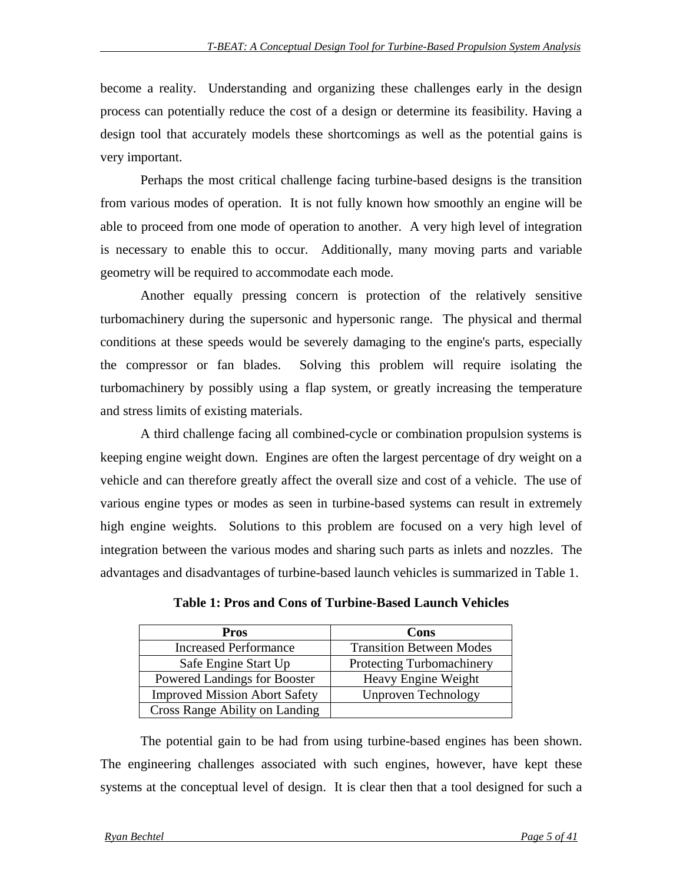become a reality. Understanding and organizing these challenges early in the design process can potentially reduce the cost of a design or determine its feasibility. Having a design tool that accurately models these shortcomings as well as the potential gains is very important.

Perhaps the most critical challenge facing turbine-based designs is the transition from various modes of operation. It is not fully known how smoothly an engine will be able to proceed from one mode of operation to another. A very high level of integration is necessary to enable this to occur. Additionally, many moving parts and variable geometry will be required to accommodate each mode.

Another equally pressing concern is protection of the relatively sensitive turbomachinery during the supersonic and hypersonic range. The physical and thermal conditions at these speeds would be severely damaging to the engine's parts, especially the compressor or fan blades. Solving this problem will require isolating the turbomachinery by possibly using a flap system, or greatly increasing the temperature and stress limits of existing materials.

A third challenge facing all combined-cycle or combination propulsion systems is keeping engine weight down. Engines are often the largest percentage of dry weight on a vehicle and can therefore greatly affect the overall size and cost of a vehicle. The use of various engine types or modes as seen in turbine-based systems can result in extremely high engine weights. Solutions to this problem are focused on a very high level of integration between the various modes and sharing such parts as inlets and nozzles. The advantages and disadvantages of turbine-based launch vehicles is summarized in Table 1.

**Table 1: Pros and Cons of Turbine-Based Launch Vehicles**

| Pros | Cons |
|---|---|
| Increased Performance | Transition Between Modes |
| Safe Engine Start Up | Protecting Turbomachinery |
| Powered Landings for Booster | Heavy Engine Weight |
| Improved Mission Abort Safety | Unproven Technology |
| Cross Range Ability on Landing | |

The potential gain to be had from using turbine-based engines has been shown. The engineering challenges associated with such engines, however, have kept these systems at the conceptual level of design. It is clear then that a tool designed for such a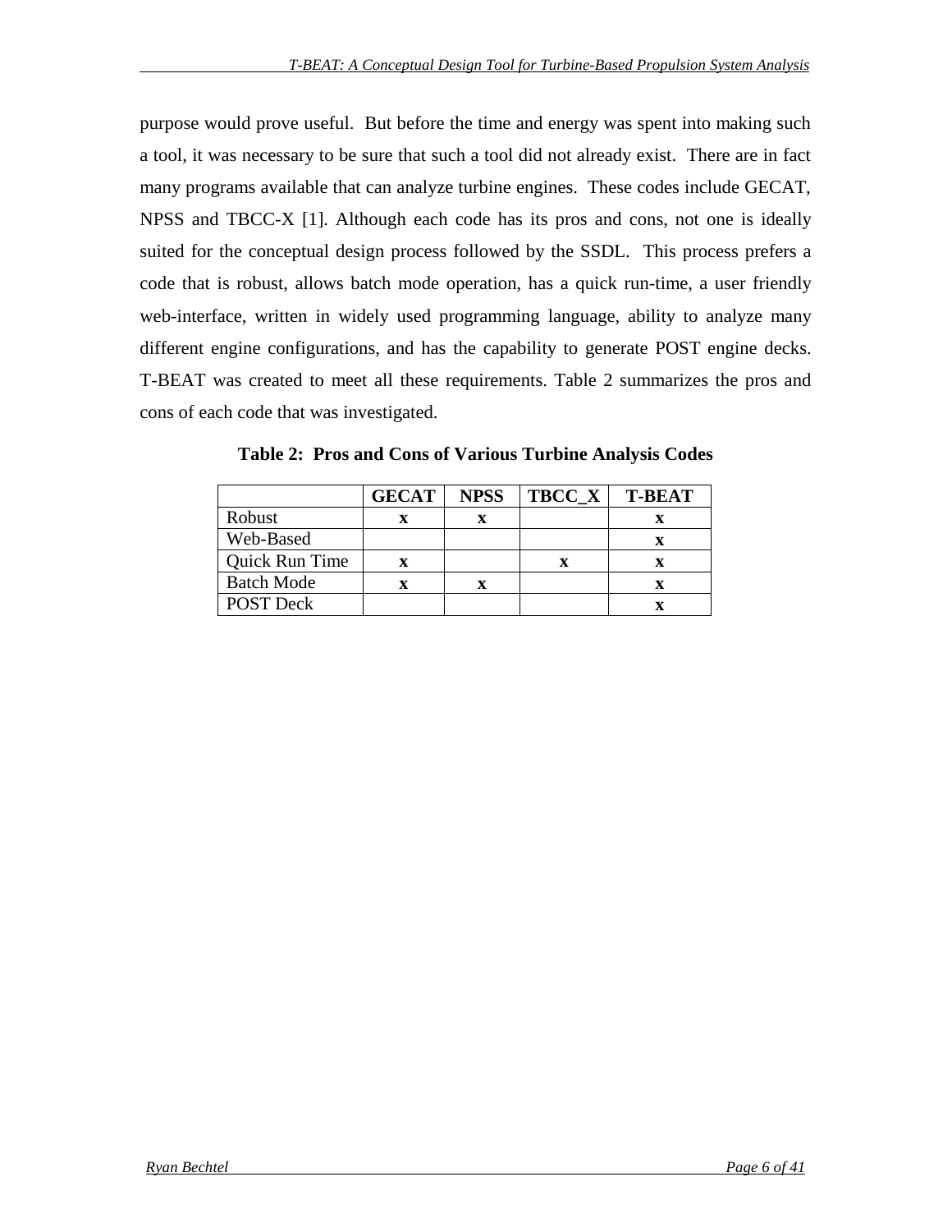purpose would prove useful. But before the time and energy was spent into making such a tool, it was necessary to be sure that such a tool did not already exist. There are in fact many programs available that can analyze turbine engines. These codes include GECAT, NPSS and TBCC-X [1]. Although each code has its pros and cons, not one is ideally suited for the conceptual design process followed by the SSDL. This process prefers a code that is robust, allows batch mode operation, has a quick run-time, a user friendly web-interface, written in widely used programming language, ability to analyze many different engine configurations, and has the capability to generate POST engine decks. T-BEAT was created to meet all these requirements. Table 2 summarizes the pros and cons of each code that was investigated.

**Table 2: Pros and Cons of Various Turbine Analysis Codes**

| | GECAT | NPSS | TBCC_X | T-BEAT |
|---|---|---|---|---|
| Robust | x | x | | x |
| Web-Based | | | | x |
| Quick Run Time | x | | x | x |
| Batch Mode | x | x | | x |
| POST Deck | | | | x |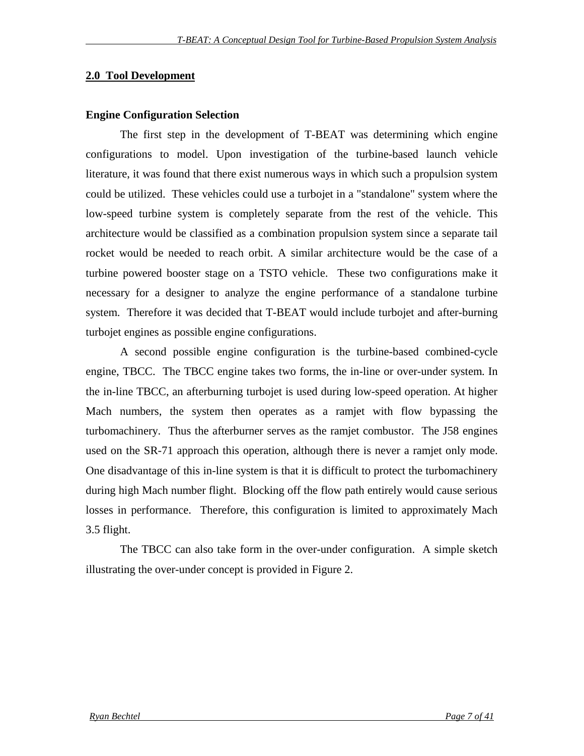## 2.0 Tool Development

### Engine Configuration Selection

The first step in the development of T-BEAT was determining which engine configurations to model. Upon investigation of the turbine-based launch vehicle literature, it was found that there exist numerous ways in which such a propulsion system could be utilized. These vehicles could use a turbojet in a "standalone" system where the low-speed turbine system is completely separate from the rest of the vehicle. This architecture would be classified as a combination propulsion system since a separate tail rocket would be needed to reach orbit. A similar architecture would be the case of a turbine powered booster stage on a TSTO vehicle. These two configurations make it necessary for a designer to analyze the engine performance of a standalone turbine system. Therefore it was decided that T-BEAT would include turbojet and after-burning turbojet engines as possible engine configurations.

A second possible engine configuration is the turbine-based combined-cycle engine, TBCC. The TBCC engine takes two forms, the in-line or over-under system. In the in-line TBCC, an afterburning turbojet is used during low-speed operation. At higher Mach numbers, the system then operates as a ramjet with flow bypassing the turbomachinery. Thus the afterburner serves as the ramjet combustor. The J58 engines used on the SR-71 approach this operation, although there is never a ramjet only mode. One disadvantage of this in-line system is that it is difficult to protect the turbomachinery during high Mach number flight. Blocking off the flow path entirely would cause serious losses in performance. Therefore, this configuration is limited to approximately Mach 3.5 flight.

The TBCC can also take form in the over-under configuration. A simple sketch illustrating the over-under concept is provided in Figure 2.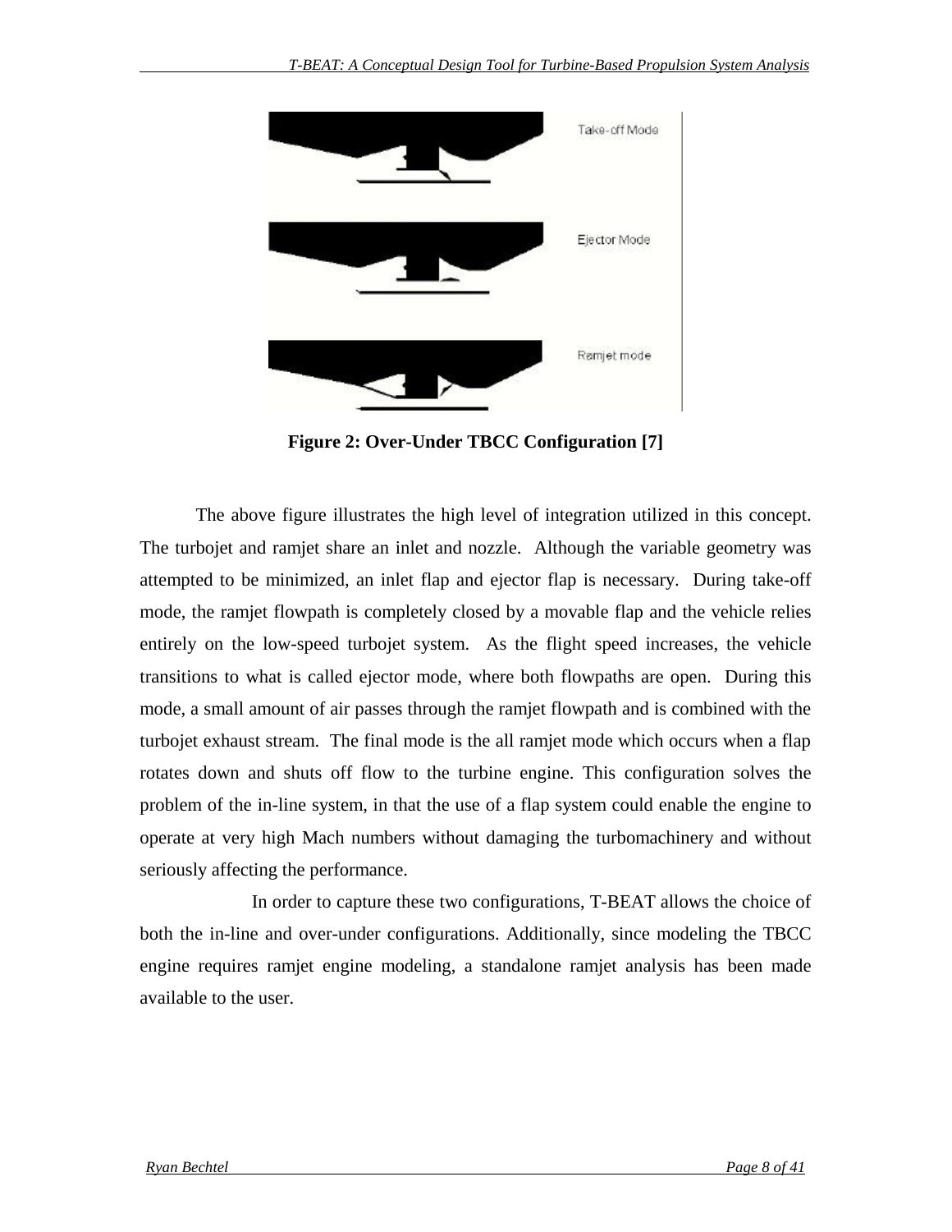**Figure 2: Over-Under TBCC Configuration [7]**

The above figure illustrates the high level of integration utilized in this concept. The turbojet and ramjet share an inlet and nozzle. Although the variable geometry was attempted to be minimized, an inlet flap and ejector flap is necessary. During take-off mode, the ramjet flowpath is completely closed by a movable flap and the vehicle relies entirely on the low-speed turbojet system. As the flight speed increases, the vehicle transitions to what is called ejector mode, where both flowpaths are open. During this mode, a small amount of air passes through the ramjet flowpath and is combined with the turbojet exhaust stream. The final mode is the all ramjet mode which occurs when a flap rotates down and shuts off flow to the turbine engine. This configuration solves the problem of the in-line system, in that the use of a flap system could enable the engine to operate at very high Mach numbers without damaging the turbomachinery and without seriously affecting the performance.

In order to capture these two configurations, T-BEAT allows the choice of both the in-line and over-under configurations. Additionally, since modeling the TBCC engine requires ramjet engine modeling, a standalone ramjet analysis has been made available to the user.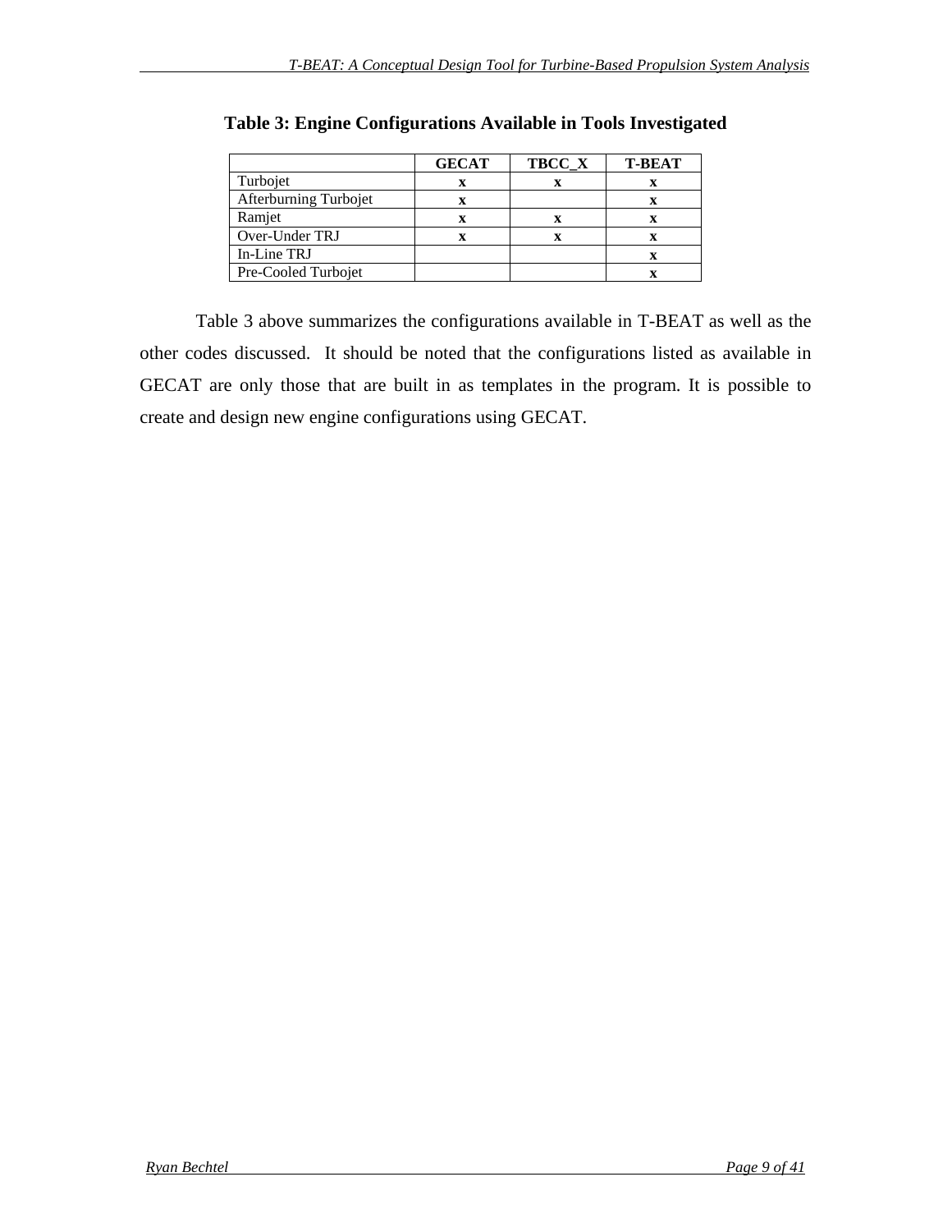**Table 3: Engine Configurations Available in Tools Investigated**

| | GECAT | TBCC_X | T-BEAT |
|---|---|---|---|
| Turbojet | x | x | x |
| Afterburning Turbojet | x | | x |
| Ramjet | x | x | x |
| Over-Under TRJ | x | x | x |
| In-Line TRJ | | | x |
| Pre-Cooled Turbojet | | | x |

Table 3 above summarizes the configurations available in T-BEAT as well as the other codes discussed. It should be noted that the configurations listed as available in GECAT are only those that are built in as templates in the program. It is possible to create and design new engine configurations using GECAT.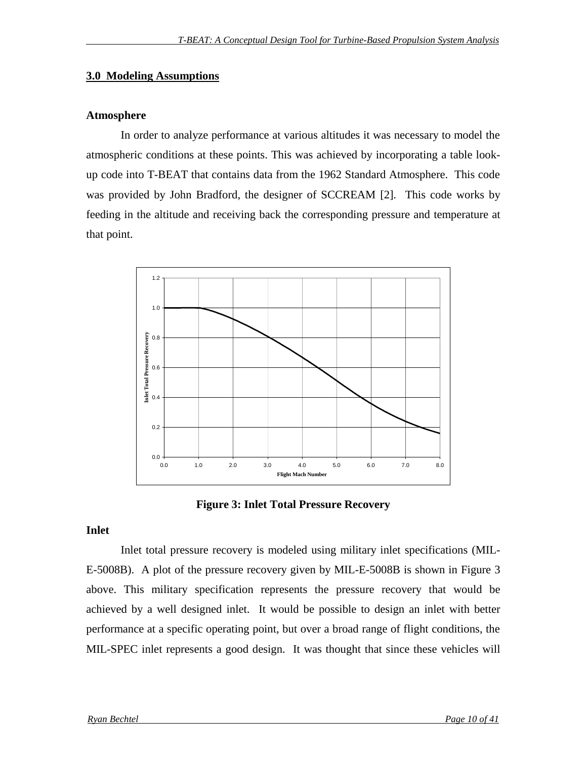## 3.0 Modeling Assumptions

### Atmosphere

In order to analyze performance at various altitudes it was necessary to model the atmospheric conditions at these points. This was achieved by incorporating a table look-up code into T-BEAT that contains data from the 1962 Standard Atmosphere. This code was provided by John Bradford, the designer of SCCREAM [2]. This code works by feeding in the altitude and receiving back the corresponding pressure and temperature at that point.

**Figure 3: Inlet Total Pressure Recovery**

### Inlet

Inlet total pressure recovery is modeled using military inlet specifications (MIL-E-5008B). A plot of the pressure recovery given by MIL-E-5008B is shown in Figure 3 above. This military specification represents the pressure recovery that would be achieved by a well designed inlet. It would be possible to design an inlet with better performance at a specific operating point, but over a broad range of flight conditions, the MIL-SPEC inlet represents a good design. It was thought that since these vehicles will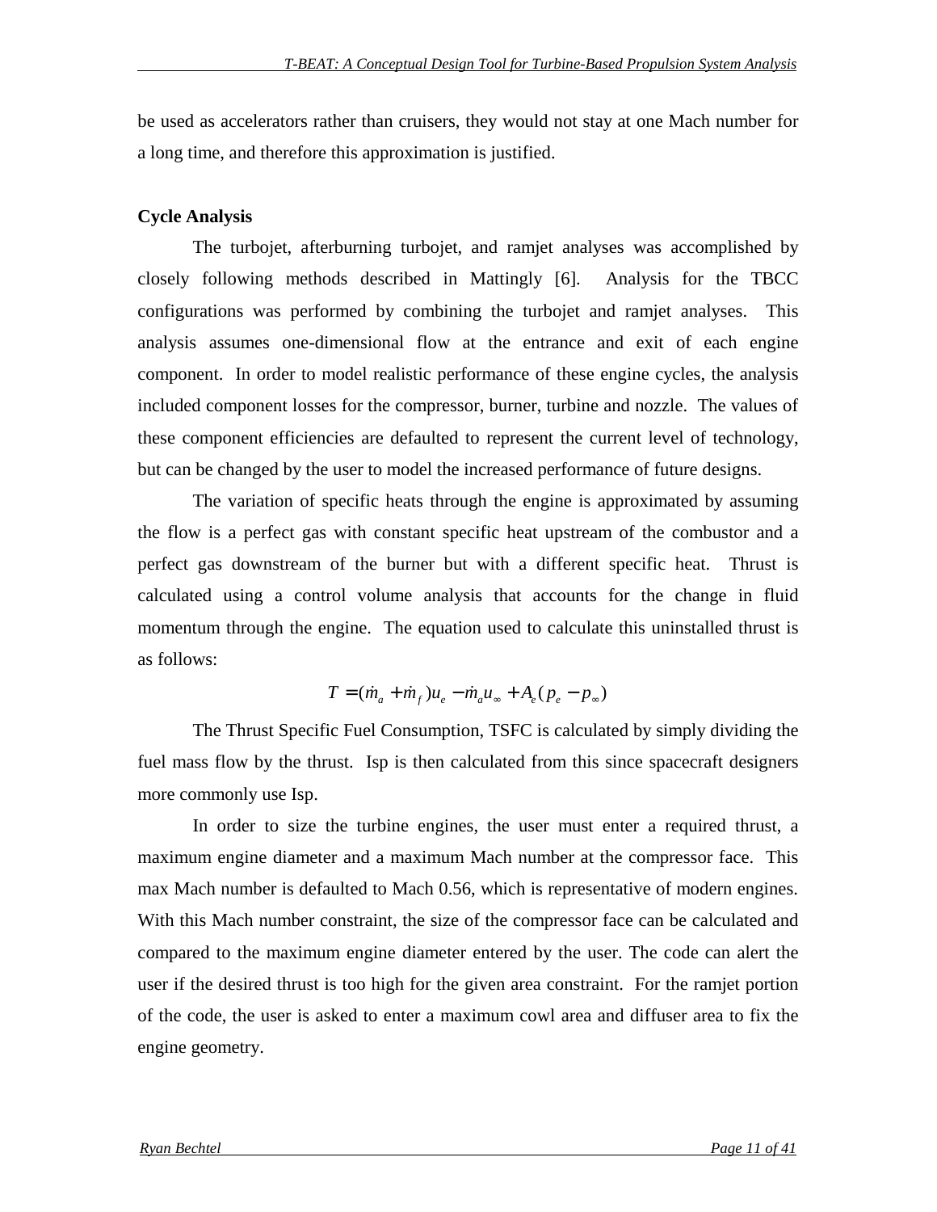be used as accelerators rather than cruisers, they would not stay at one Mach number for a long time, and therefore this approximation is justified.

**Cycle Analysis**

The turbojet, afterburning turbojet, and ramjet analyses was accomplished by closely following methods described in Mattingly [6]. Analysis for the TBCC configurations was performed by combining the turbojet and ramjet analyses. This analysis assumes one-dimensional flow at the entrance and exit of each engine component. In order to model realistic performance of these engine cycles, the analysis included component losses for the compressor, burner, turbine and nozzle. The values of these component efficiencies are defaulted to represent the current level of technology, but can be changed by the user to model the increased performance of future designs.

The variation of specific heats through the engine is approximated by assuming the flow is a perfect gas with constant specific heat upstream of the combustor and a perfect gas downstream of the burner but with a different specific heat. Thrust is calculated using a control volume analysis that accounts for the change in fluid momentum through the engine. The equation used to calculate this uninstalled thrust is as follows:

$$T = (\dot{m}_a + \dot{m}_f)u_e - \dot{m}_a u_\infty + A_e(p_e - p_\infty)$$

The Thrust Specific Fuel Consumption, TSFC is calculated by simply dividing the fuel mass flow by the thrust. Isp is then calculated from this since spacecraft designers more commonly use Isp.

In order to size the turbine engines, the user must enter a required thrust, a maximum engine diameter and a maximum Mach number at the compressor face. This max Mach number is defaulted to Mach 0.56, which is representative of modern engines. With this Mach number constraint, the size of the compressor face can be calculated and compared to the maximum engine diameter entered by the user. The code can alert the user if the desired thrust is too high for the given area constraint. For the ramjet portion of the code, the user is asked to enter a maximum cowl area and diffuser area to fix the engine geometry.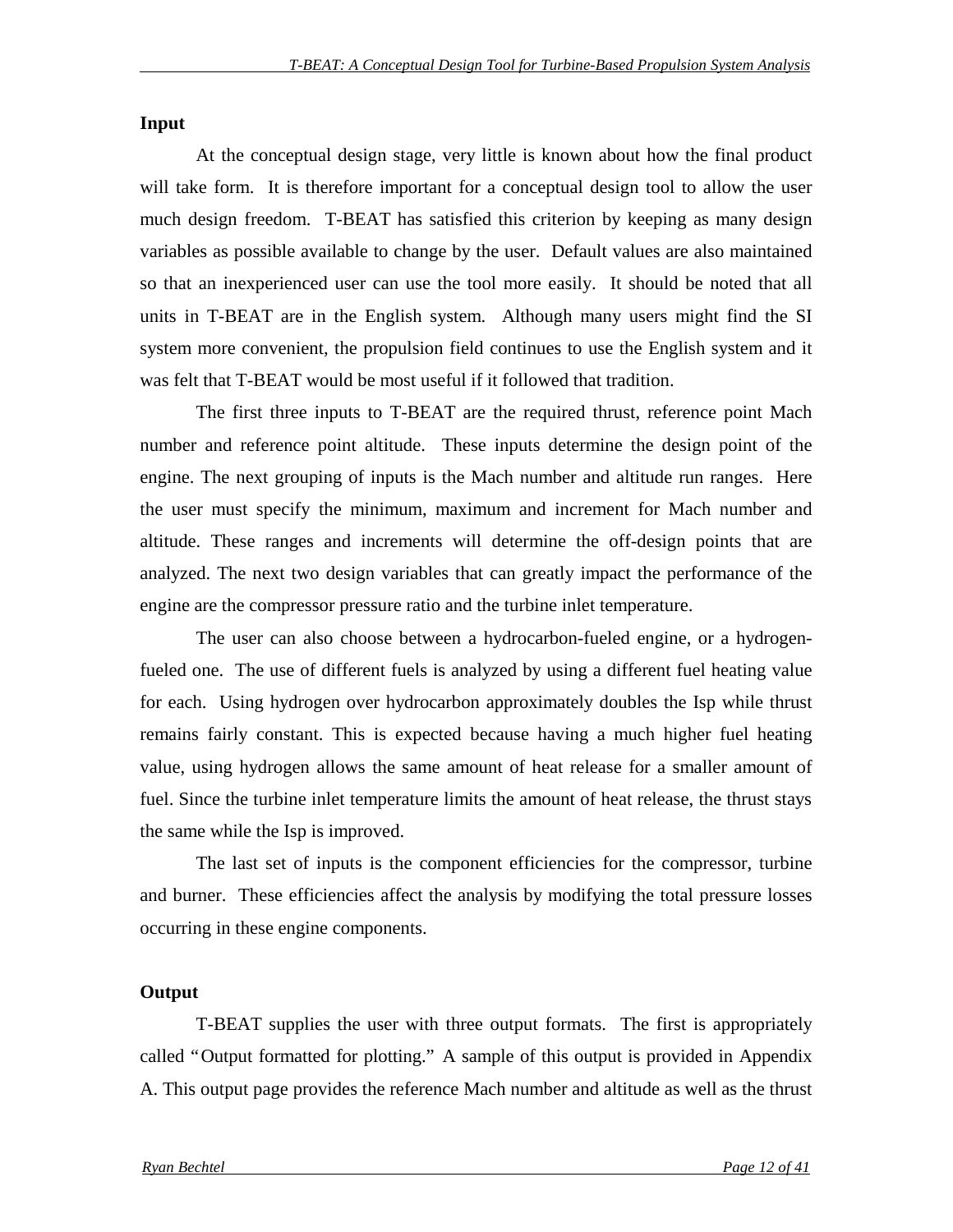**Input**

At the conceptual design stage, very little is known about how the final product will take form. It is therefore important for a conceptual design tool to allow the user much design freedom. T-BEAT has satisfied this criterion by keeping as many design variables as possible available to change by the user. Default values are also maintained so that an inexperienced user can use the tool more easily. It should be noted that all units in T-BEAT are in the English system. Although many users might find the SI system more convenient, the propulsion field continues to use the English system and it was felt that T-BEAT would be most useful if it followed that tradition.

The first three inputs to T-BEAT are the required thrust, reference point Mach number and reference point altitude. These inputs determine the design point of the engine. The next grouping of inputs is the Mach number and altitude run ranges. Here the user must specify the minimum, maximum and increment for Mach number and altitude. These ranges and increments will determine the off-design points that are analyzed. The next two design variables that can greatly impact the performance of the engine are the compressor pressure ratio and the turbine inlet temperature.

The user can also choose between a hydrocarbon-fueled engine, or a hydrogen-fueled one. The use of different fuels is analyzed by using a different fuel heating value for each. Using hydrogen over hydrocarbon approximately doubles the Isp while thrust remains fairly constant. This is expected because having a much higher fuel heating value, using hydrogen allows the same amount of heat release for a smaller amount of fuel. Since the turbine inlet temperature limits the amount of heat release, the thrust stays the same while the Isp is improved.

The last set of inputs is the component efficiencies for the compressor, turbine and burner. These efficiencies affect the analysis by modifying the total pressure losses occurring in these engine components.

**Output**

T-BEAT supplies the user with three output formats. The first is appropriately called "Output formatted for plotting." A sample of this output is provided in Appendix A. This output page provides the reference Mach number and altitude as well as the thrust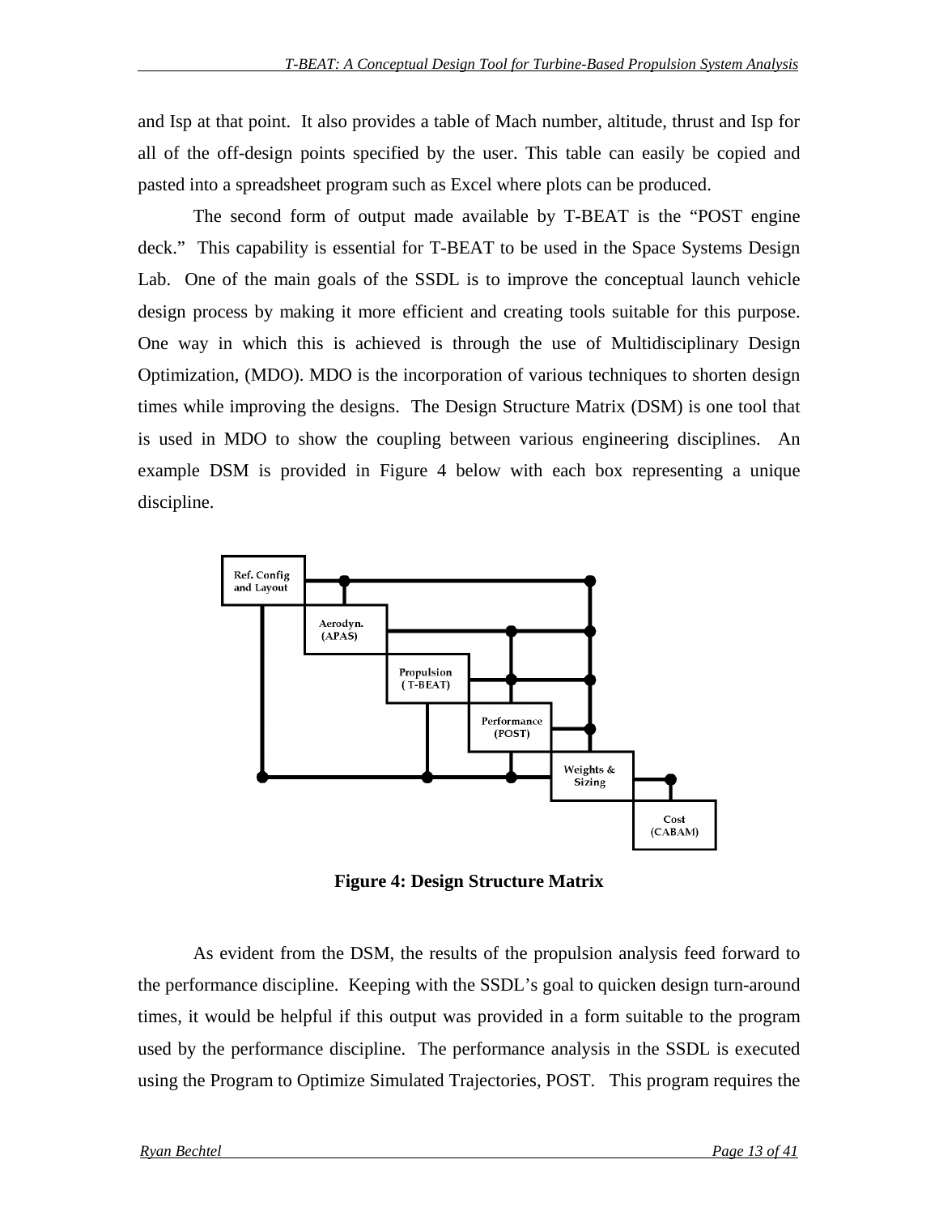and Isp at that point. It also provides a table of Mach number, altitude, thrust and Isp for all of the off-design points specified by the user. This table can easily be copied and pasted into a spreadsheet program such as Excel where plots can be produced.

The second form of output made available by T-BEAT is the "POST engine deck." This capability is essential for T-BEAT to be used in the Space Systems Design Lab. One of the main goals of the SSDL is to improve the conceptual launch vehicle design process by making it more efficient and creating tools suitable for this purpose. One way in which this is achieved is through the use of Multidisciplinary Design Optimization, (MDO). MDO is the incorporation of various techniques to shorten design times while improving the designs. The Design Structure Matrix (DSM) is one tool that is used in MDO to show the coupling between various engineering disciplines. An example DSM is provided in Figure 4 below with each box representing a unique discipline.

**Figure 4: Design Structure Matrix**

As evident from the DSM, the results of the propulsion analysis feed forward to the performance discipline. Keeping with the SSDL's goal to quicken design turn-around times, it would be helpful if this output was provided in a form suitable to the program used by the performance discipline. The performance analysis in the SSDL is executed using the Program to Optimize Simulated Trajectories, POST. This program requires the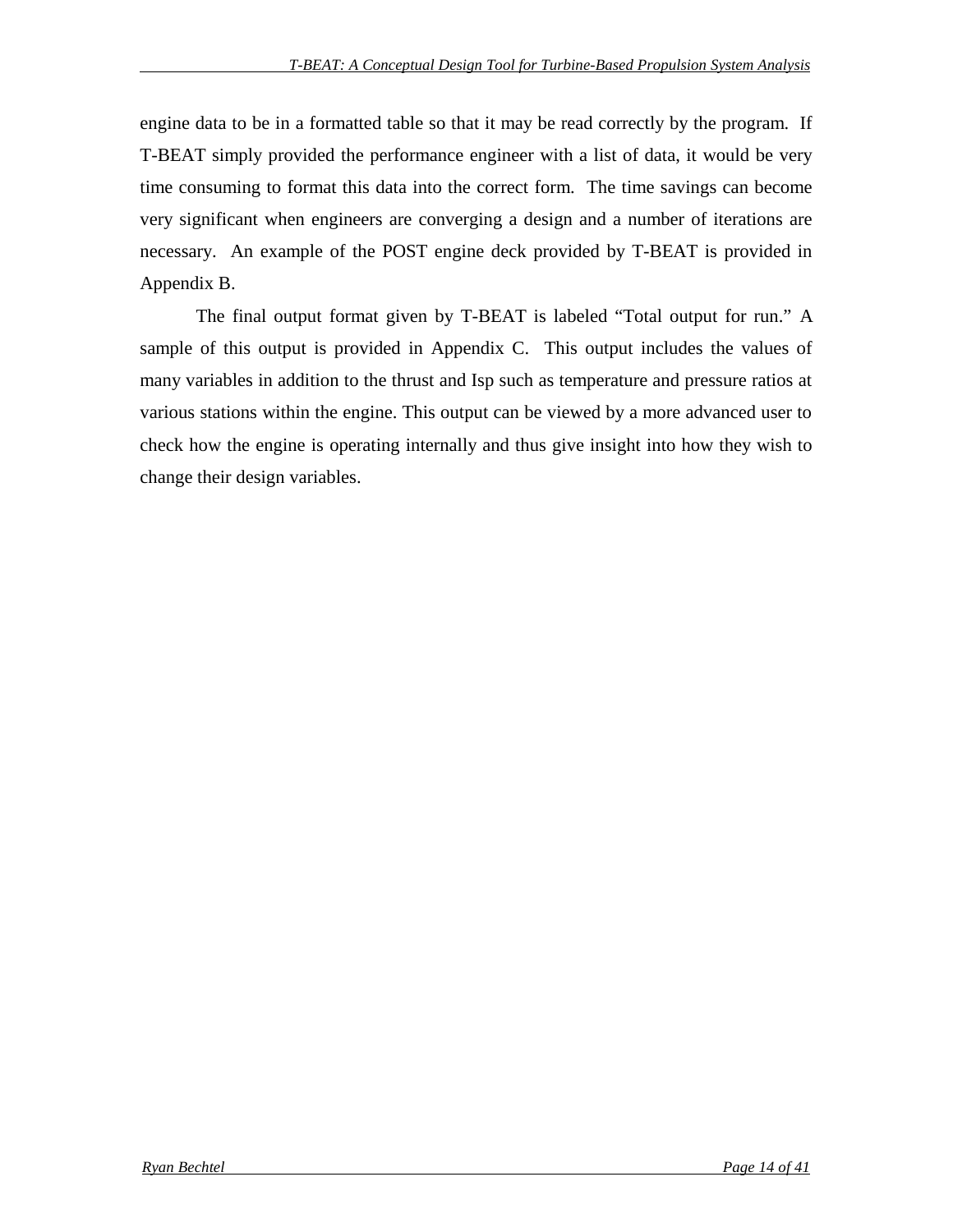engine data to be in a formatted table so that it may be read correctly by the program. If T-BEAT simply provided the performance engineer with a list of data, it would be very time consuming to format this data into the correct form. The time savings can become very significant when engineers are converging a design and a number of iterations are necessary. An example of the POST engine deck provided by T-BEAT is provided in Appendix B.

The final output format given by T-BEAT is labeled "Total output for run." A sample of this output is provided in Appendix C. This output includes the values of many variables in addition to the thrust and Isp such as temperature and pressure ratios at various stations within the engine. This output can be viewed by a more advanced user to check how the engine is operating internally and thus give insight into how they wish to change their design variables.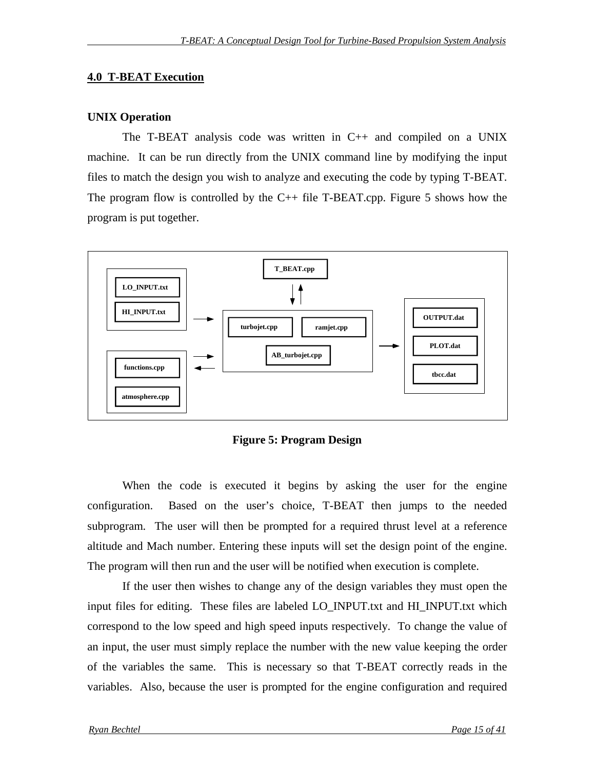## 4.0 T-BEAT Execution

### UNIX Operation

The T-BEAT analysis code was written in C++ and compiled on a UNIX machine. It can be run directly from the UNIX command line by modifying the input files to match the design you wish to analyze and executing the code by typing T-BEAT. The program flow is controlled by the C++ file T-BEAT.cpp. Figure 5 shows how the program is put together.

**Figure 5: Program Design**

When the code is executed it begins by asking the user for the engine configuration. Based on the user's choice, T-BEAT then jumps to the needed subprogram. The user will then be prompted for a required thrust level at a reference altitude and Mach number. Entering these inputs will set the design point of the engine. The program will then run and the user will be notified when execution is complete.

If the user then wishes to change any of the design variables they must open the input files for editing. These files are labeled LO_INPUT.txt and HI_INPUT.txt which correspond to the low speed and high speed inputs respectively. To change the value of an input, the user must simply replace the number with the new value keeping the order of the variables the same. This is necessary so that T-BEAT correctly reads in the variables. Also, because the user is prompted for the engine configuration and required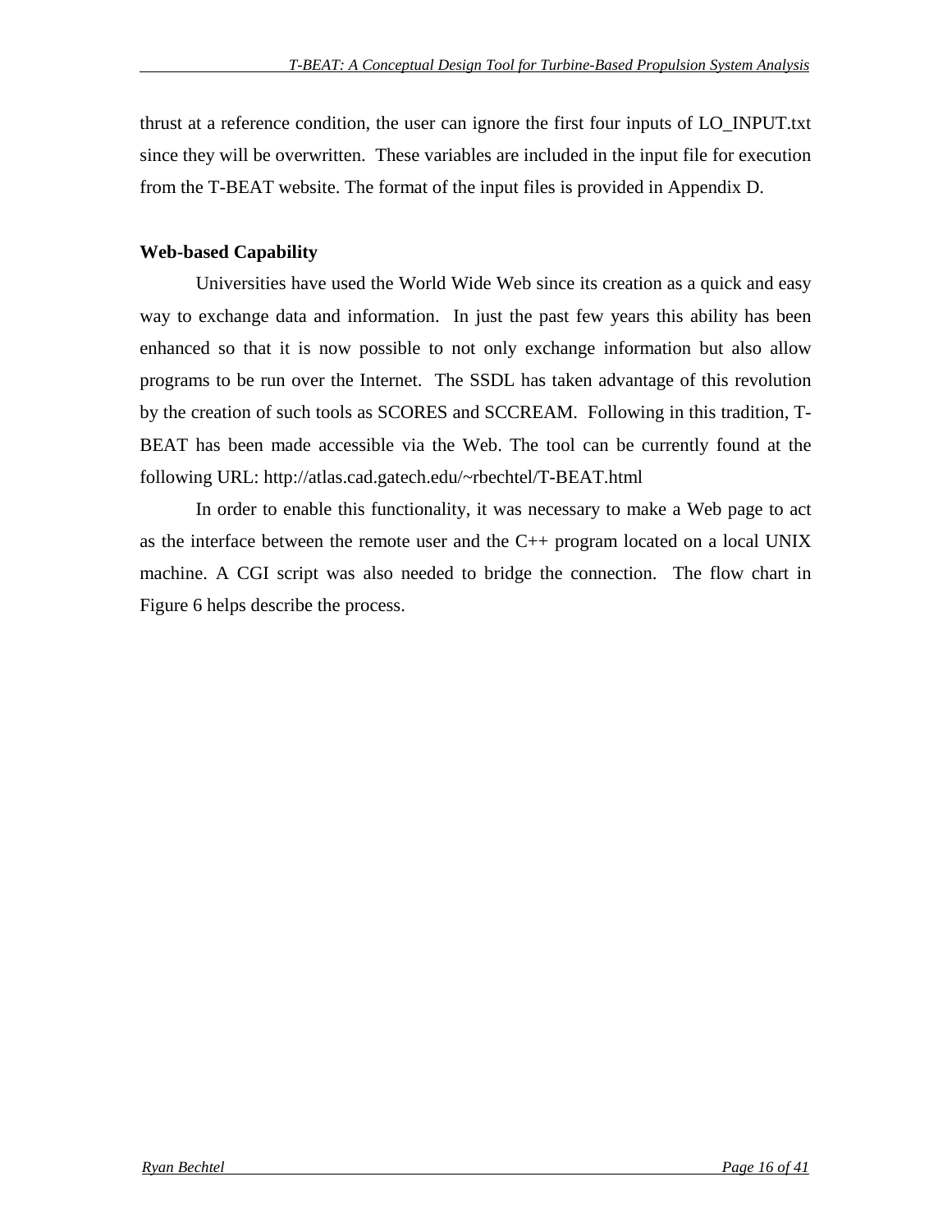thrust at a reference condition, the user can ignore the first four inputs of LO_INPUT.txt since they will be overwritten. These variables are included in the input file for execution from the T-BEAT website. The format of the input files is provided in Appendix D.

**Web-based Capability**

Universities have used the World Wide Web since its creation as a quick and easy way to exchange data and information. In just the past few years this ability has been enhanced so that it is now possible to not only exchange information but also allow programs to be run over the Internet. The SSDL has taken advantage of this revolution by the creation of such tools as SCORES and SCCREAM. Following in this tradition, T-BEAT has been made accessible via the Web. The tool can be currently found at the following URL: http://atlas.cad.gatech.edu/~rbechtel/T-BEAT.html

In order to enable this functionality, it was necessary to make a Web page to act as the interface between the remote user and the C++ program located on a local UNIX machine. A CGI script was also needed to bridge the connection. The flow chart in Figure 6 helps describe the process.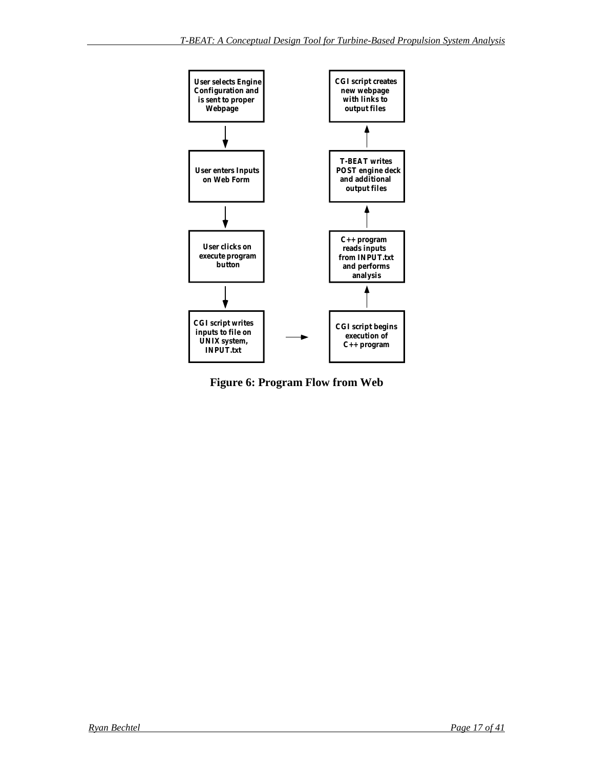User selects Engine Configuration and is sent to proper Webpage

User enters Inputs on Web Form

User clicks on execute program button

CGI script writes inputs to file on UNIX system, INPUT.txt

CGI script begins execution of C++ program

C++ program reads inputs from INPUT.txt and performs analysis

T-BEAT writes POST engine deck and additional output files

CGI script creates new webpage with links to output files

**Figure 6: Program Flow from Web**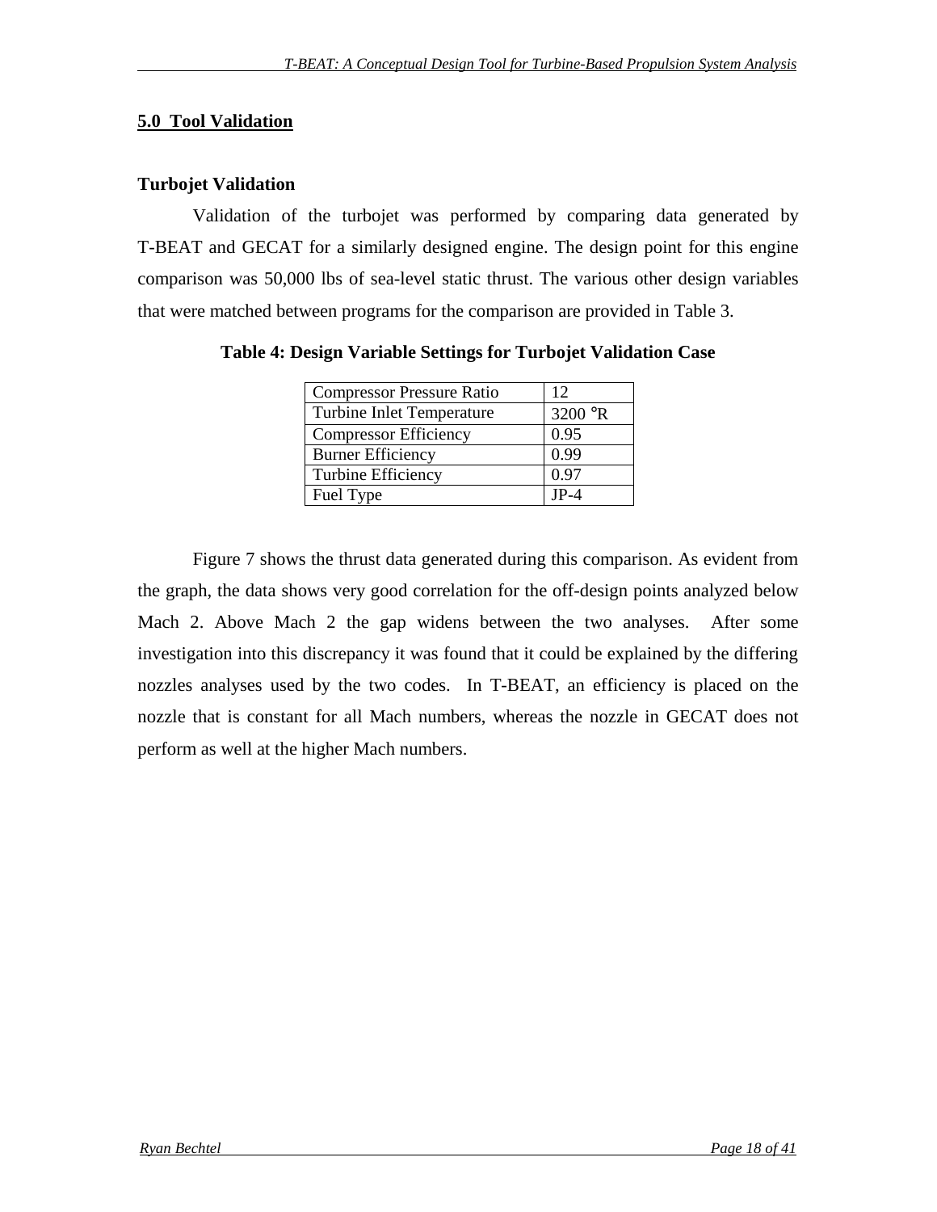## 5.0 Tool Validation

### Turbojet Validation

Validation of the turbojet was performed by comparing data generated by T-BEAT and GECAT for a similarly designed engine. The design point for this engine comparison was 50,000 lbs of sea-level static thrust. The various other design variables that were matched between programs for the comparison are provided in Table 3.

**Table 4: Design Variable Settings for Turbojet Validation Case**

| Compressor Pressure Ratio | 12 |
|---|---|
| Turbine Inlet Temperature | 3200 °R |
| Compressor Efficiency | 0.95 |
| Burner Efficiency | 0.99 |
| Turbine Efficiency | 0.97 |
| Fuel Type | JP-4 |

Figure 7 shows the thrust data generated during this comparison. As evident from the graph, the data shows very good correlation for the off-design points analyzed below Mach 2. Above Mach 2 the gap widens between the two analyses. After some investigation into this discrepancy it was found that it could be explained by the differing nozzles analyses used by the two codes. In T-BEAT, an efficiency is placed on the nozzle that is constant for all Mach numbers, whereas the nozzle in GECAT does not perform as well at the higher Mach numbers.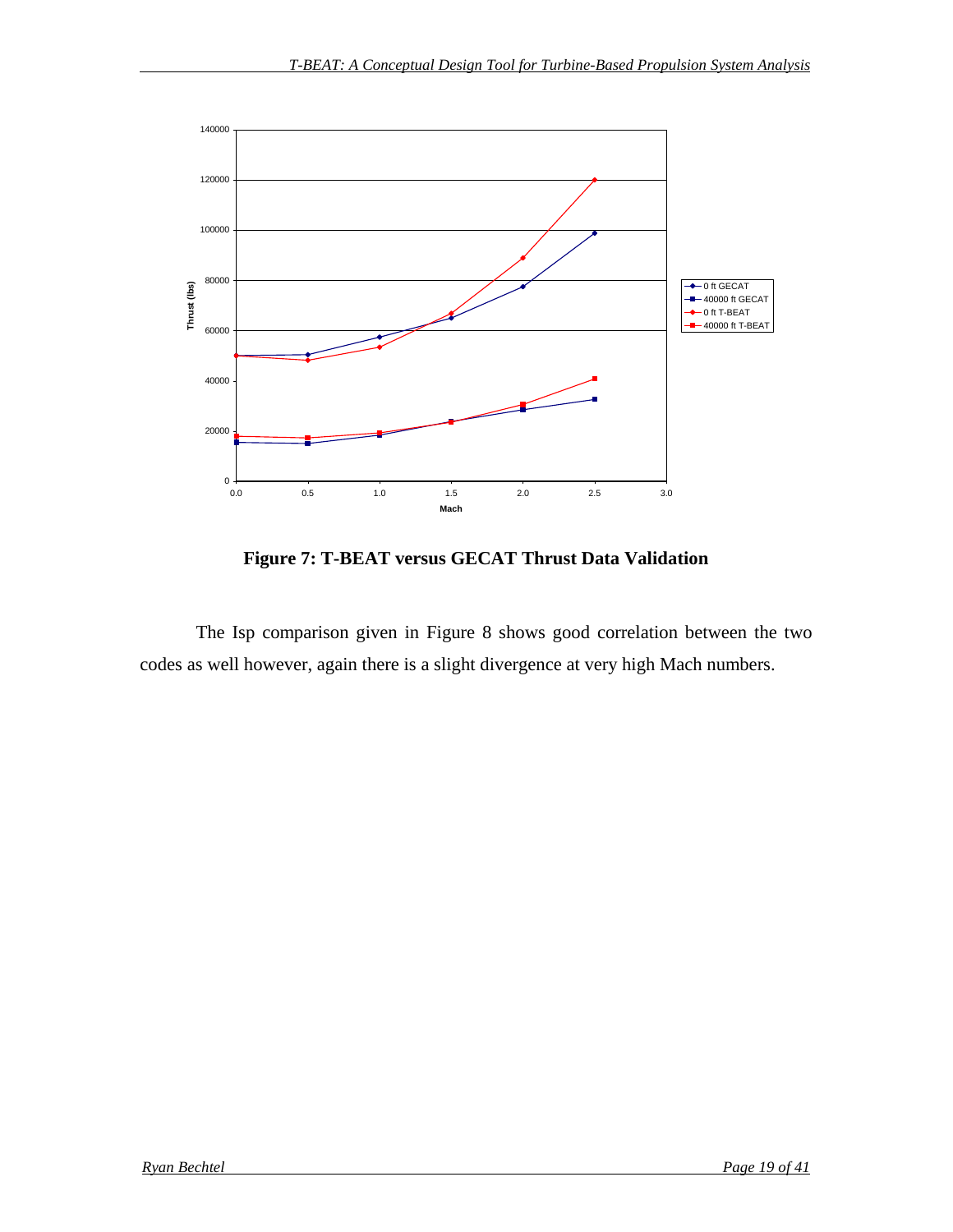**Figure 7: T-BEAT versus GECAT Thrust Data Validation**

The Isp comparison given in Figure 8 shows good correlation between the two codes as well however, again there is a slight divergence at very high Mach numbers.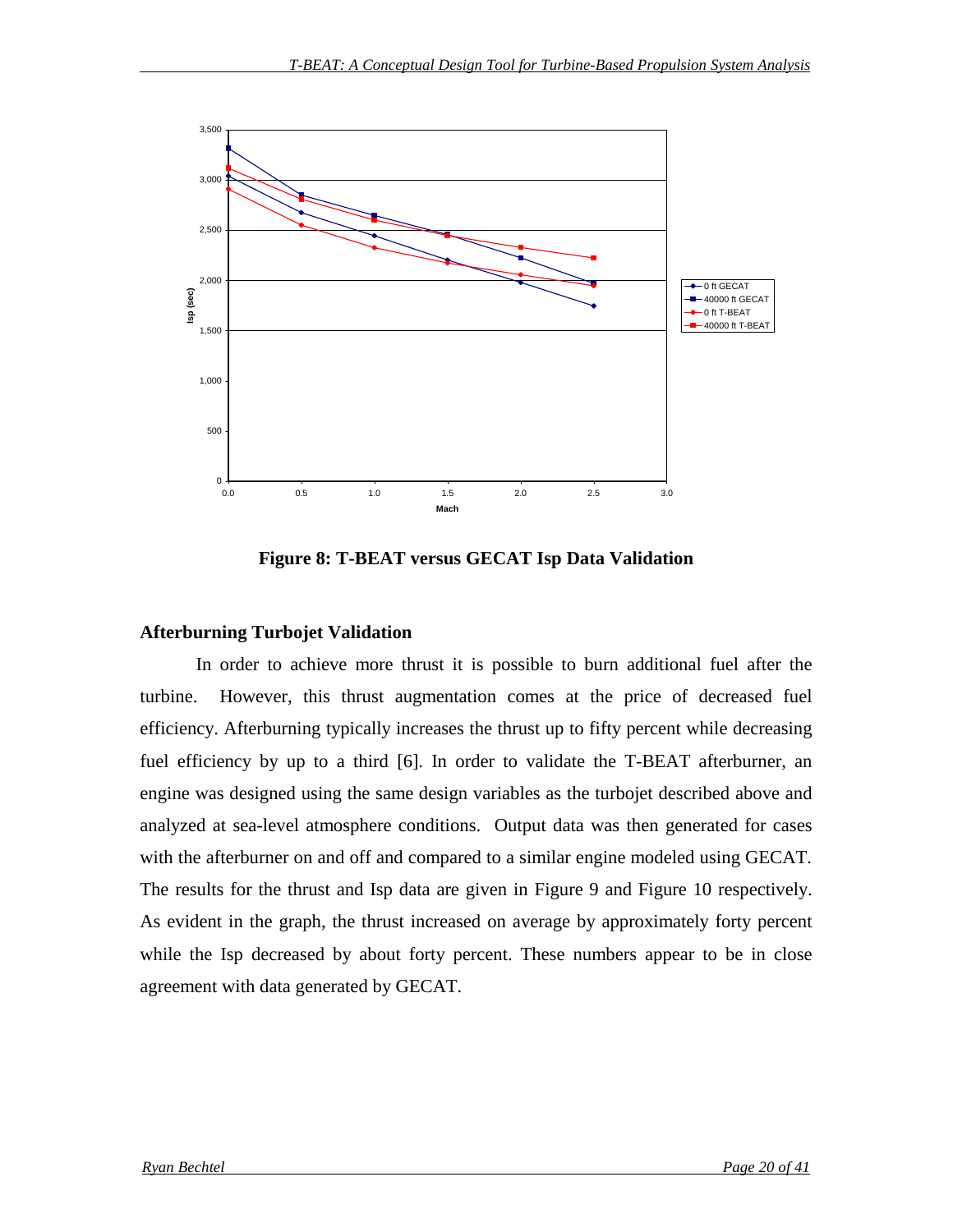Figure 8: T-BEAT versus GECAT Isp Data Validation

## Afterburning Turbojet Validation

In order to achieve more thrust it is possible to burn additional fuel after the turbine. However, this thrust augmentation comes at the price of decreased fuel efficiency. Afterburning typically increases the thrust up to fifty percent while decreasing fuel efficiency by up to a third [6]. In order to validate the T-BEAT afterburner, an engine was designed using the same design variables as the turbojet described above and analyzed at sea-level atmosphere conditions. Output data was then generated for cases with the afterburner on and off and compared to a similar engine modeled using GECAT. The results for the thrust and Isp data are given in Figure 9 and Figure 10 respectively. As evident in the graph, the thrust increased on average by approximately forty percent while the Isp decreased by about forty percent. These numbers appear to be in close agreement with data generated by GECAT.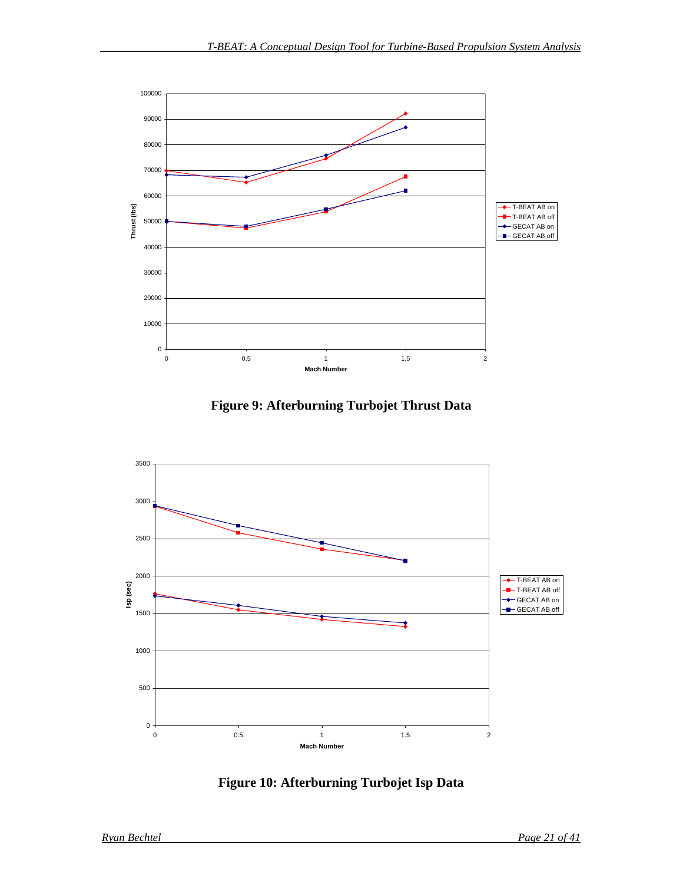**Figure 9: Afterburning Turbojet Thrust Data**

**Figure 10: Afterburning Turbojet Isp Data**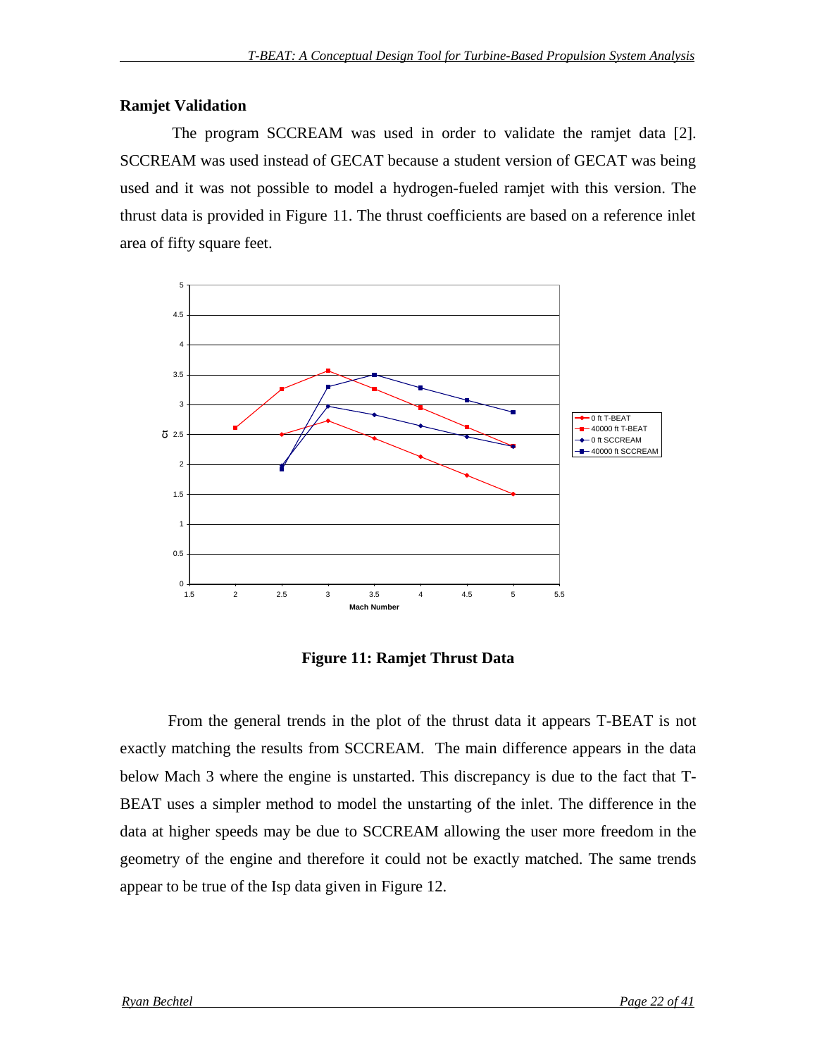## Ramjet Validation

The program SCCREAM was used in order to validate the ramjet data [2]. SCCREAM was used instead of GECAT because a student version of GECAT was being used and it was not possible to model a hydrogen-fueled ramjet with this version. The thrust data is provided in Figure 11. The thrust coefficients are based on a reference inlet area of fifty square feet.

**Figure 11: Ramjet Thrust Data**

From the general trends in the plot of the thrust data it appears T-BEAT is not exactly matching the results from SCCREAM. The main difference appears in the data below Mach 3 where the engine is unstarted. This discrepancy is due to the fact that T-BEAT uses a simpler method to model the unstarting of the inlet. The difference in the data at higher speeds may be due to SCCREAM allowing the user more freedom in the geometry of the engine and therefore it could not be exactly matched. The same trends appear to be true of the Isp data given in Figure 12.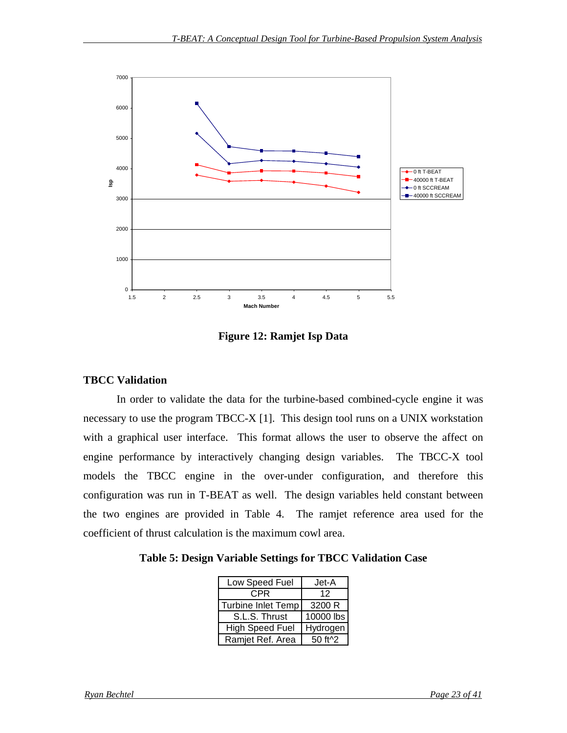**Figure 12: Ramjet Isp Data**

### TBCC Validation

In order to validate the data for the turbine-based combined-cycle engine it was necessary to use the program TBCC-X [1]. This design tool runs on a UNIX workstation with a graphical user interface. This format allows the user to observe the affect on engine performance by interactively changing design variables. The TBCC-X tool models the TBCC engine in the over-under configuration, and therefore this configuration was run in T-BEAT as well. The design variables held constant between the two engines are provided in Table 4. The ramjet reference area used for the coefficient of thrust calculation is the maximum cowl area.

**Table 5: Design Variable Settings for TBCC Validation Case**

| | |
|---|---|
| Low Speed Fuel | Jet-A |
| CPR | 12 |
| Turbine Inlet Temp | 3200 R |
| S.L.S. Thrust | 10000 lbs |
| High Speed Fuel | Hydrogen |
| Ramjet Ref. Area | 50 ft^2 |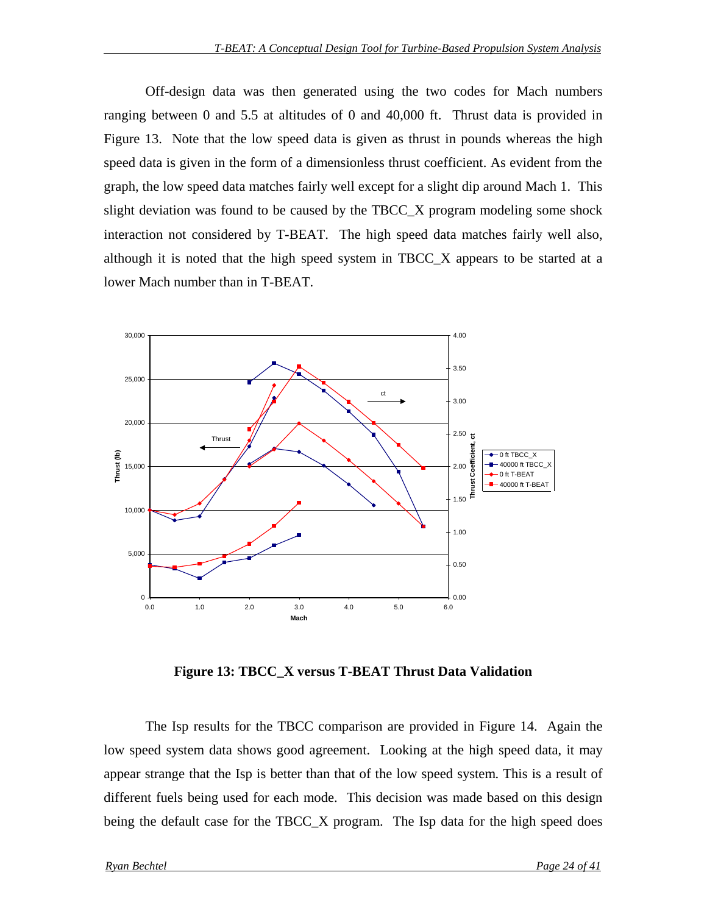Off-design data was then generated using the two codes for Mach numbers ranging between 0 and 5.5 at altitudes of 0 and 40,000 ft. Thrust data is provided in Figure 13. Note that the low speed data is given as thrust in pounds whereas the high speed data is given in the form of a dimensionless thrust coefficient. As evident from the graph, the low speed data matches fairly well except for a slight dip around Mach 1. This slight deviation was found to be caused by the TBCC_X program modeling some shock interaction not considered by T-BEAT. The high speed data matches fairly well also, although it is noted that the high speed system in TBCC_X appears to be started at a lower Mach number than in T-BEAT.

**Figure 13: TBCC_X versus T-BEAT Thrust Data Validation**

The Isp results for the TBCC comparison are provided in Figure 14. Again the low speed system data shows good agreement. Looking at the high speed data, it may appear strange that the Isp is better than that of the low speed system. This is a result of different fuels being used for each mode. This decision was made based on this design being the default case for the TBCC_X program. The Isp data for the high speed does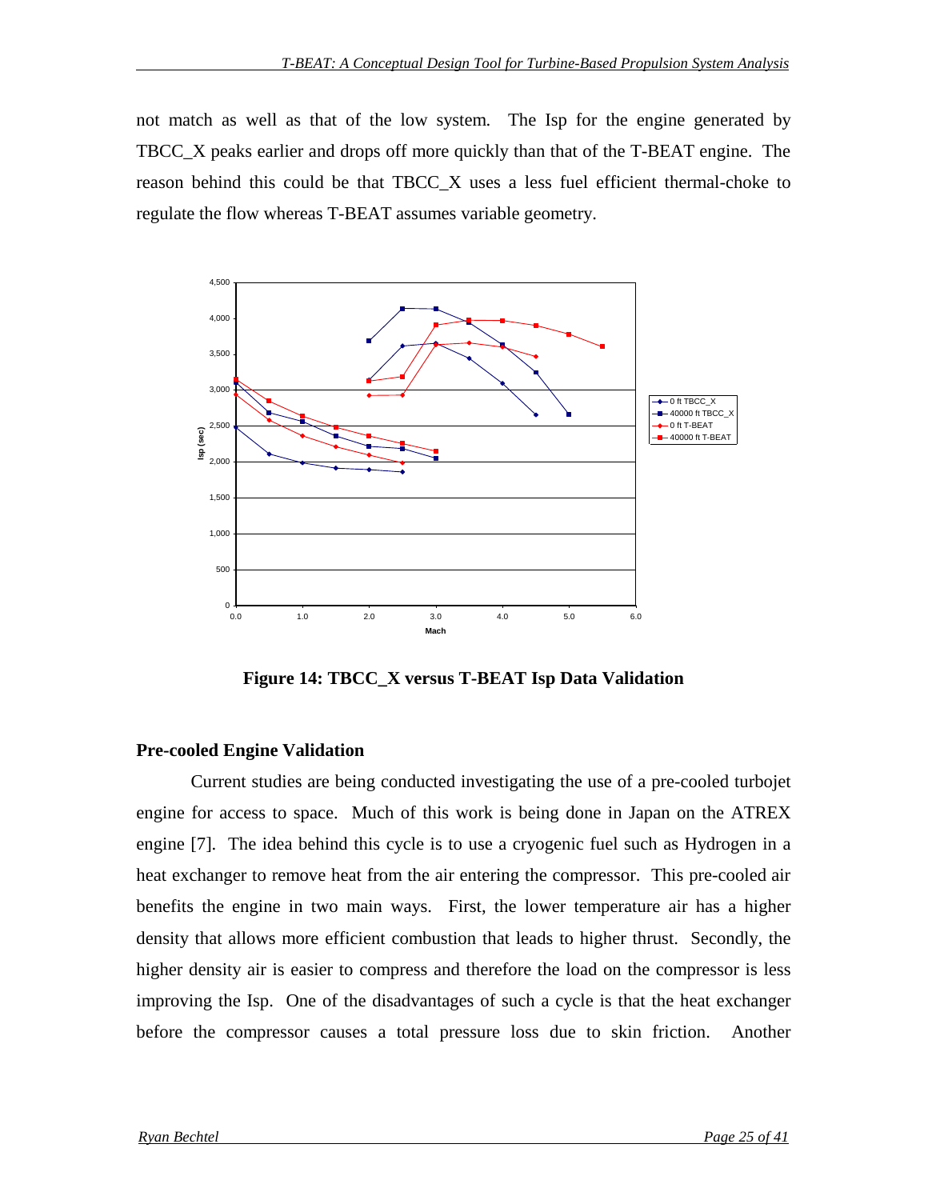not match as well as that of the low system. The Isp for the engine generated by TBCC_X peaks earlier and drops off more quickly than that of the T-BEAT engine. The reason behind this could be that TBCC_X uses a less fuel efficient thermal-choke to regulate the flow whereas T-BEAT assumes variable geometry.

**Figure 14: TBCC_X versus T-BEAT Isp Data Validation**

### Pre-cooled Engine Validation

Current studies are being conducted investigating the use of a pre-cooled turbojet engine for access to space. Much of this work is being done in Japan on the ATREX engine [7]. The idea behind this cycle is to use a cryogenic fuel such as Hydrogen in a heat exchanger to remove heat from the air entering the compressor. This pre-cooled air benefits the engine in two main ways. First, the lower temperature air has a higher density that allows more efficient combustion that leads to higher thrust. Secondly, the higher density air is easier to compress and therefore the load on the compressor is less improving the Isp. One of the disadvantages of such a cycle is that the heat exchanger before the compressor causes a total pressure loss due to skin friction. Another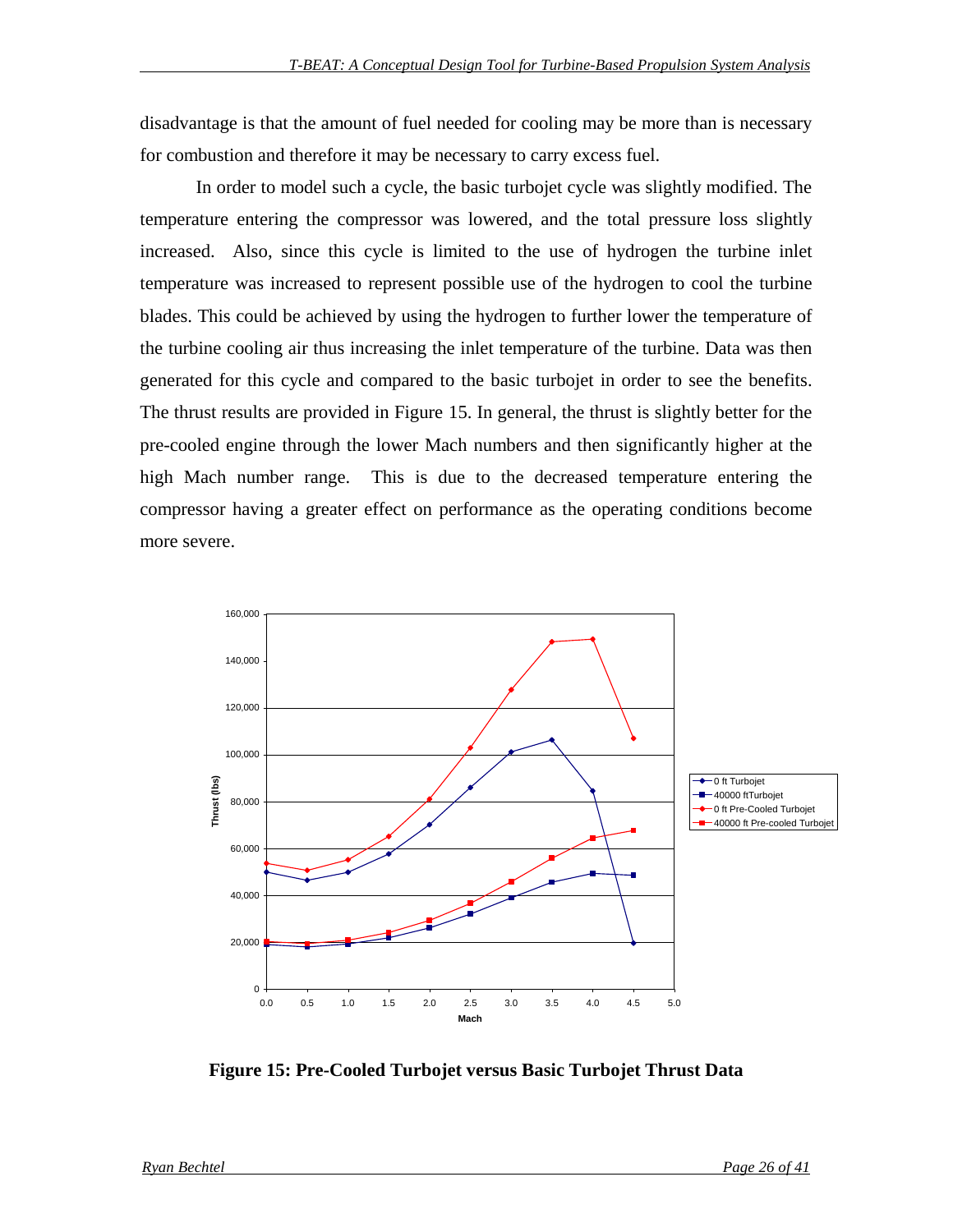disadvantage is that the amount of fuel needed for cooling may be more than is necessary for combustion and therefore it may be necessary to carry excess fuel.

In order to model such a cycle, the basic turbojet cycle was slightly modified. The temperature entering the compressor was lowered, and the total pressure loss slightly increased. Also, since this cycle is limited to the use of hydrogen the turbine inlet temperature was increased to represent possible use of the hydrogen to cool the turbine blades. This could be achieved by using the hydrogen to further lower the temperature of the turbine cooling air thus increasing the inlet temperature of the turbine. Data was then generated for this cycle and compared to the basic turbojet in order to see the benefits. The thrust results are provided in Figure 15. In general, the thrust is slightly better for the pre-cooled engine through the lower Mach numbers and then significantly higher at the high Mach number range. This is due to the decreased temperature entering the compressor having a greater effect on performance as the operating conditions become more severe.

**Figure 15: Pre-Cooled Turbojet versus Basic Turbojet Thrust Data**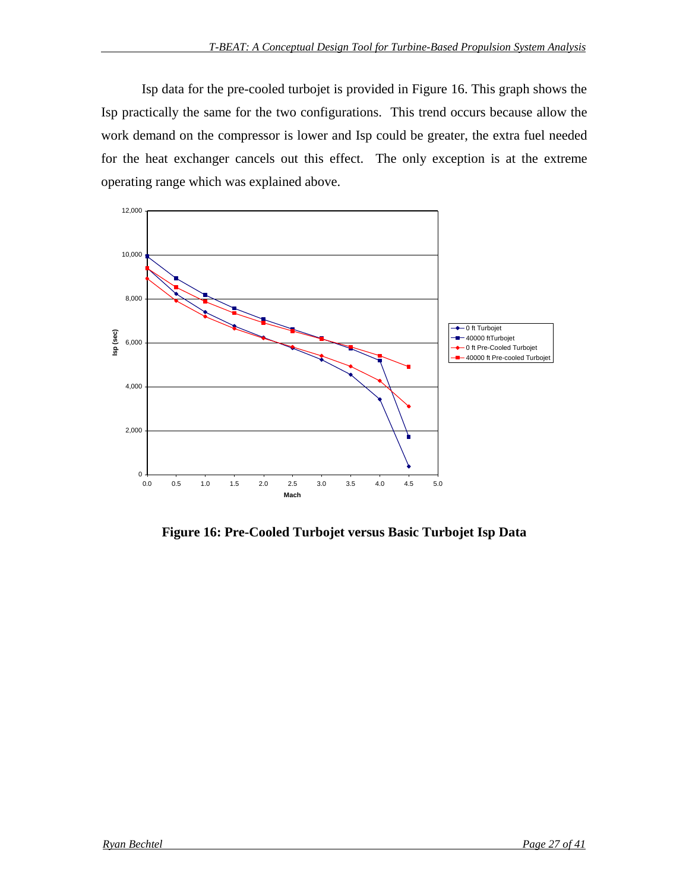Isp data for the pre-cooled turbojet is provided in Figure 16. This graph shows the Isp practically the same for the two configurations. This trend occurs because allow the work demand on the compressor is lower and Isp could be greater, the extra fuel needed for the heat exchanger cancels out this effect. The only exception is at the extreme operating range which was explained above.

**Figure 16: Pre-Cooled Turbojet versus Basic Turbojet Isp Data**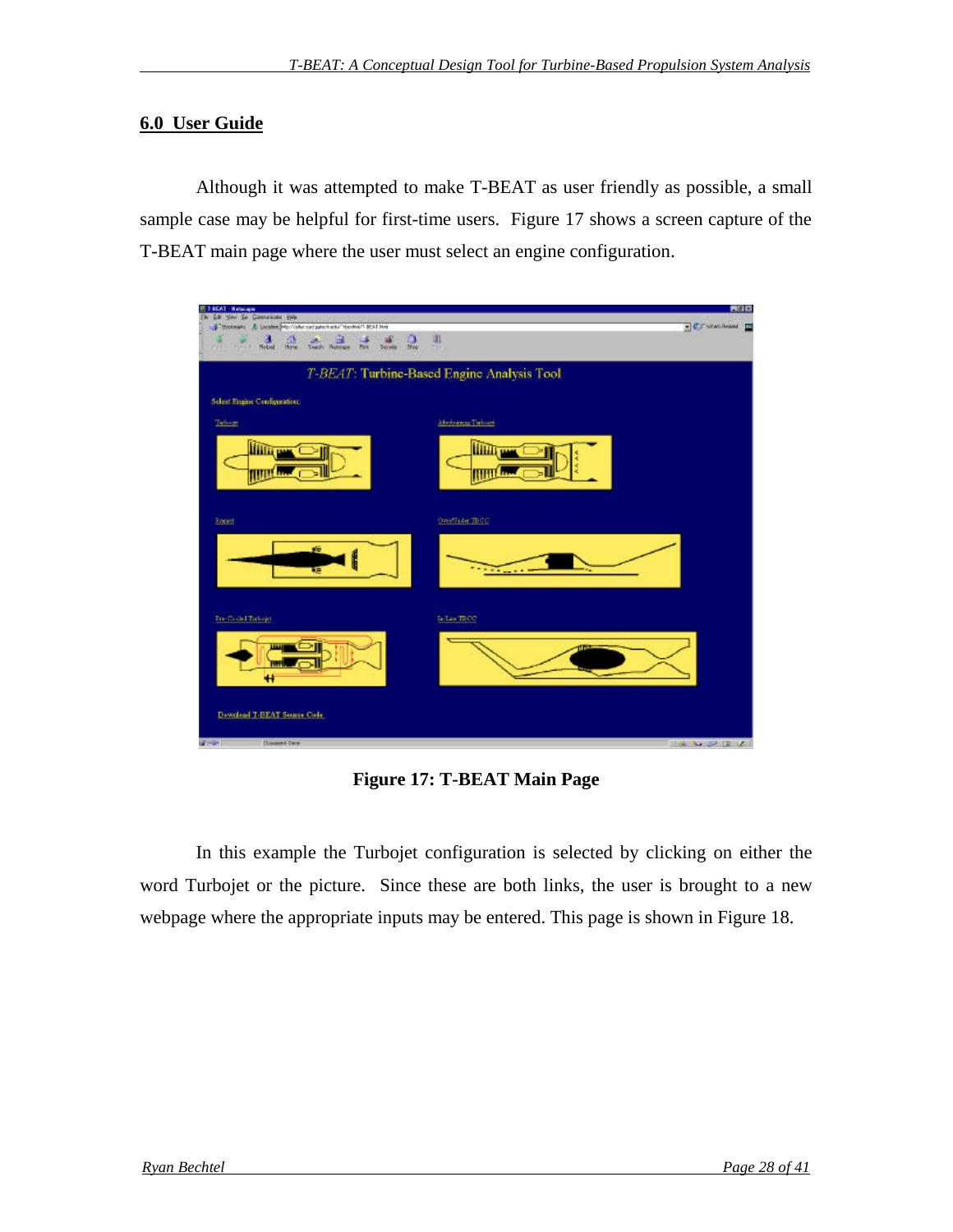## 6.0 User Guide

Although it was attempted to make T-BEAT as user friendly as possible, a small sample case may be helpful for first-time users. Figure 17 shows a screen capture of the T-BEAT main page where the user must select an engine configuration.

**Figure 17: T-BEAT Main Page**

In this example the Turbojet configuration is selected by clicking on either the word Turbojet or the picture. Since these are both links, the user is brought to a new webpage where the appropriate inputs may be entered. This page is shown in Figure 18.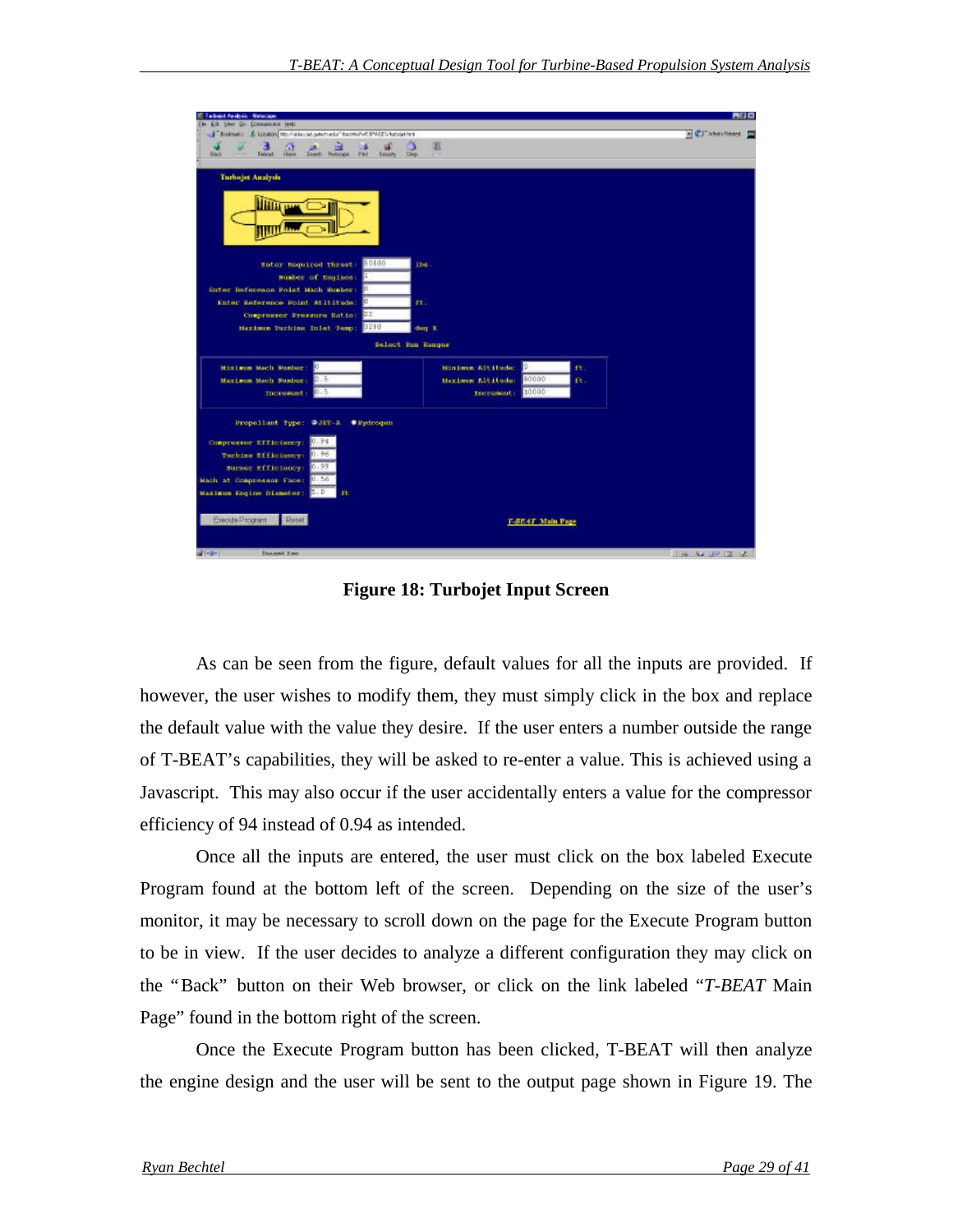**Figure 18: Turbojet Input Screen**

As can be seen from the figure, default values for all the inputs are provided. If however, the user wishes to modify them, they must simply click in the box and replace the default value with the value they desire. If the user enters a number outside the range of T-BEAT's capabilities, they will be asked to re-enter a value. This is achieved using a Javascript. This may also occur if the user accidentally enters a value for the compressor efficiency of 94 instead of 0.94 as intended.

Once all the inputs are entered, the user must click on the box labeled Execute Program found at the bottom left of the screen. Depending on the size of the user's monitor, it may be necessary to scroll down on the page for the Execute Program button to be in view. If the user decides to analyze a different configuration they may click on the "Back" button on their Web browser, or click on the link labeled "*T-BEAT* Main Page" found in the bottom right of the screen.

Once the Execute Program button has been clicked, T-BEAT will then analyze the engine design and the user will be sent to the output page shown in Figure 19. The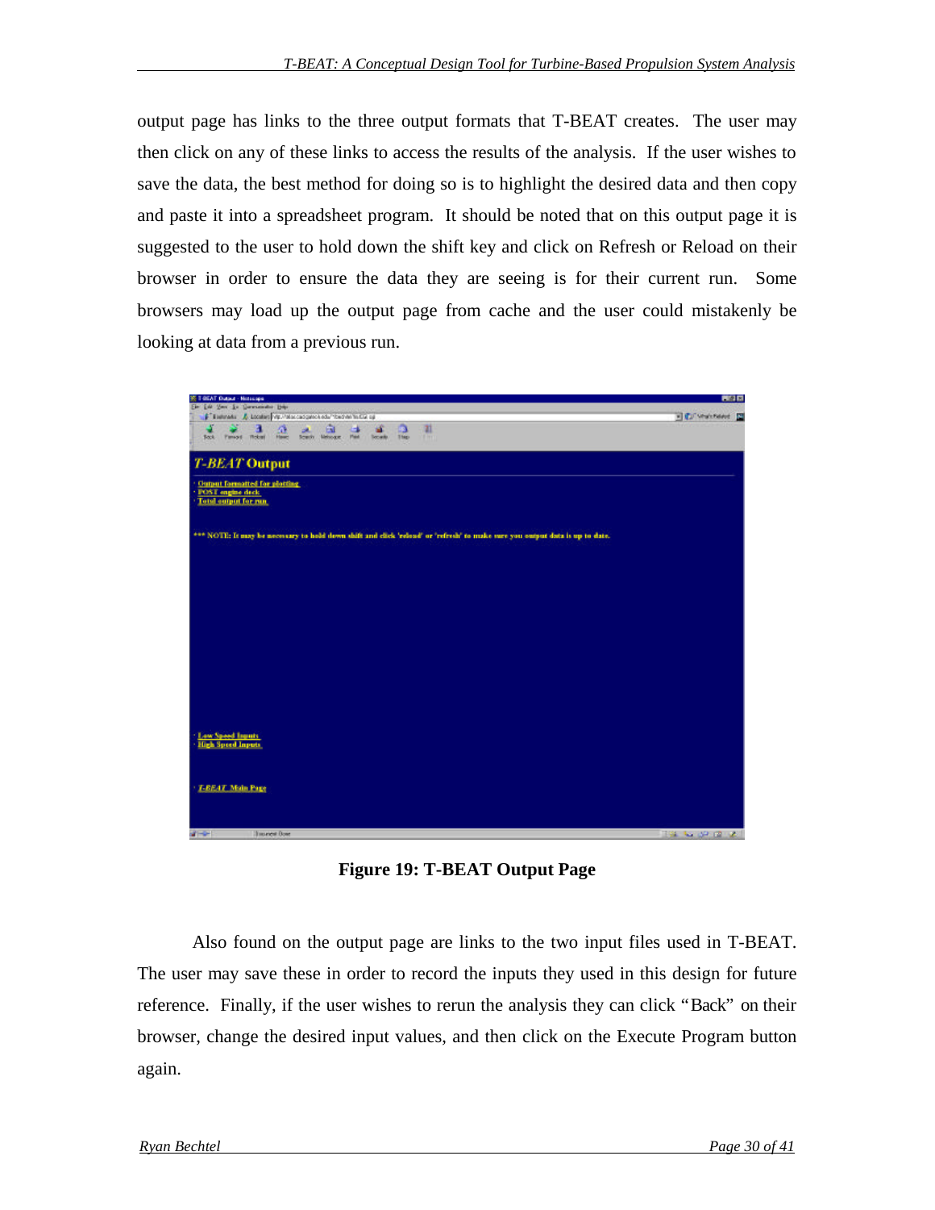output page has links to the three output formats that T-BEAT creates. The user may then click on any of these links to access the results of the analysis. If the user wishes to save the data, the best method for doing so is to highlight the desired data and then copy and paste it into a spreadsheet program. It should be noted that on this output page it is suggested to the user to hold down the shift key and click on Refresh or Reload on their browser in order to ensure the data they are seeing is for their current run. Some browsers may load up the output page from cache and the user could mistakenly be looking at data from a previous run.

**Figure 19: T-BEAT Output Page**

Also found on the output page are links to the two input files used in T-BEAT. The user may save these in order to record the inputs they used in this design for future reference. Finally, if the user wishes to rerun the analysis they can click "Back" on their browser, change the desired input values, and then click on the Execute Program button again.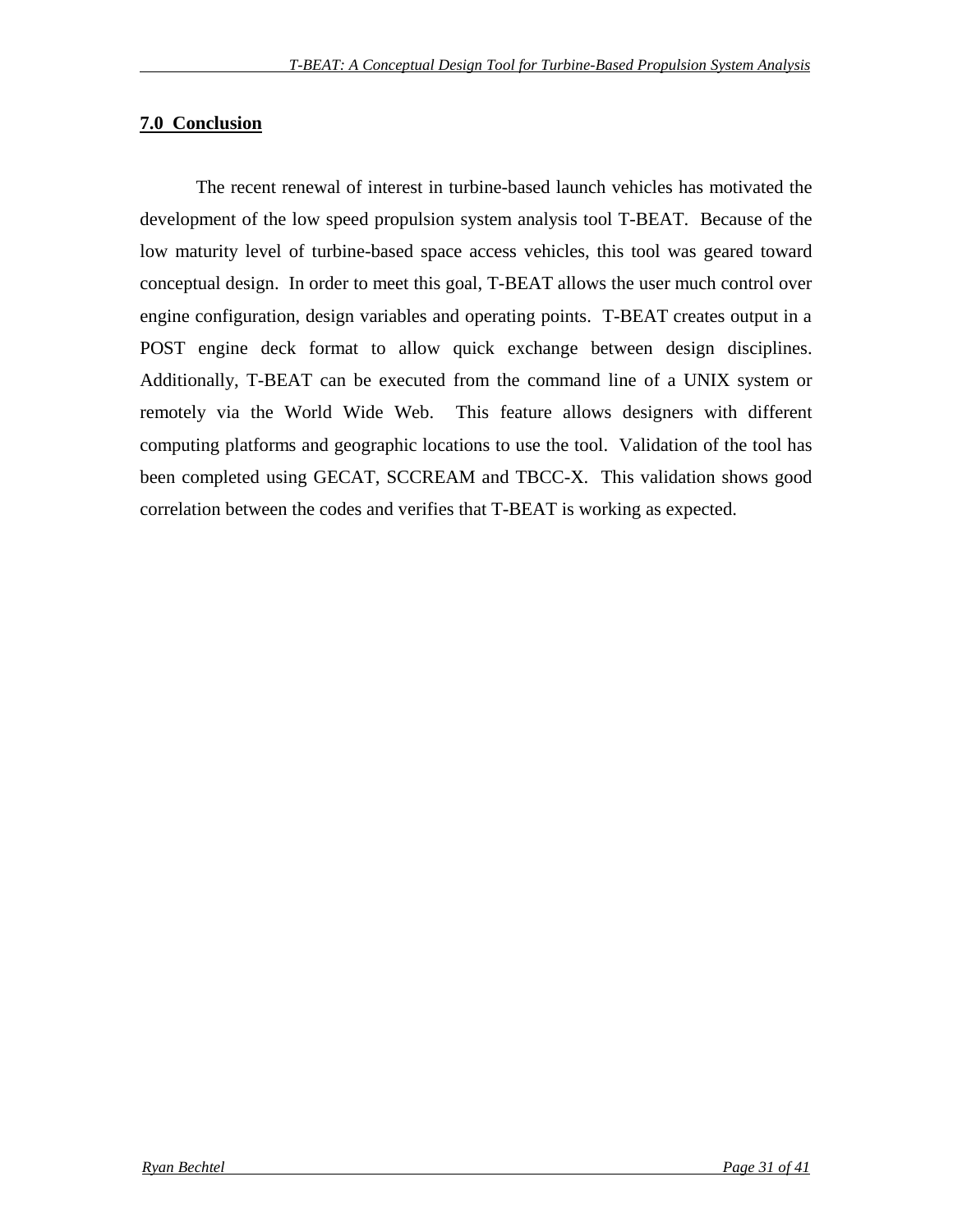## 7.0 Conclusion

The recent renewal of interest in turbine-based launch vehicles has motivated the development of the low speed propulsion system analysis tool T-BEAT. Because of the low maturity level of turbine-based space access vehicles, this tool was geared toward conceptual design. In order to meet this goal, T-BEAT allows the user much control over engine configuration, design variables and operating points. T-BEAT creates output in a POST engine deck format to allow quick exchange between design disciplines. Additionally, T-BEAT can be executed from the command line of a UNIX system or remotely via the World Wide Web. This feature allows designers with different computing platforms and geographic locations to use the tool. Validation of the tool has been completed using GECAT, SCCREAM and TBCC-X. This validation shows good correlation between the codes and verifies that T-BEAT is working as expected.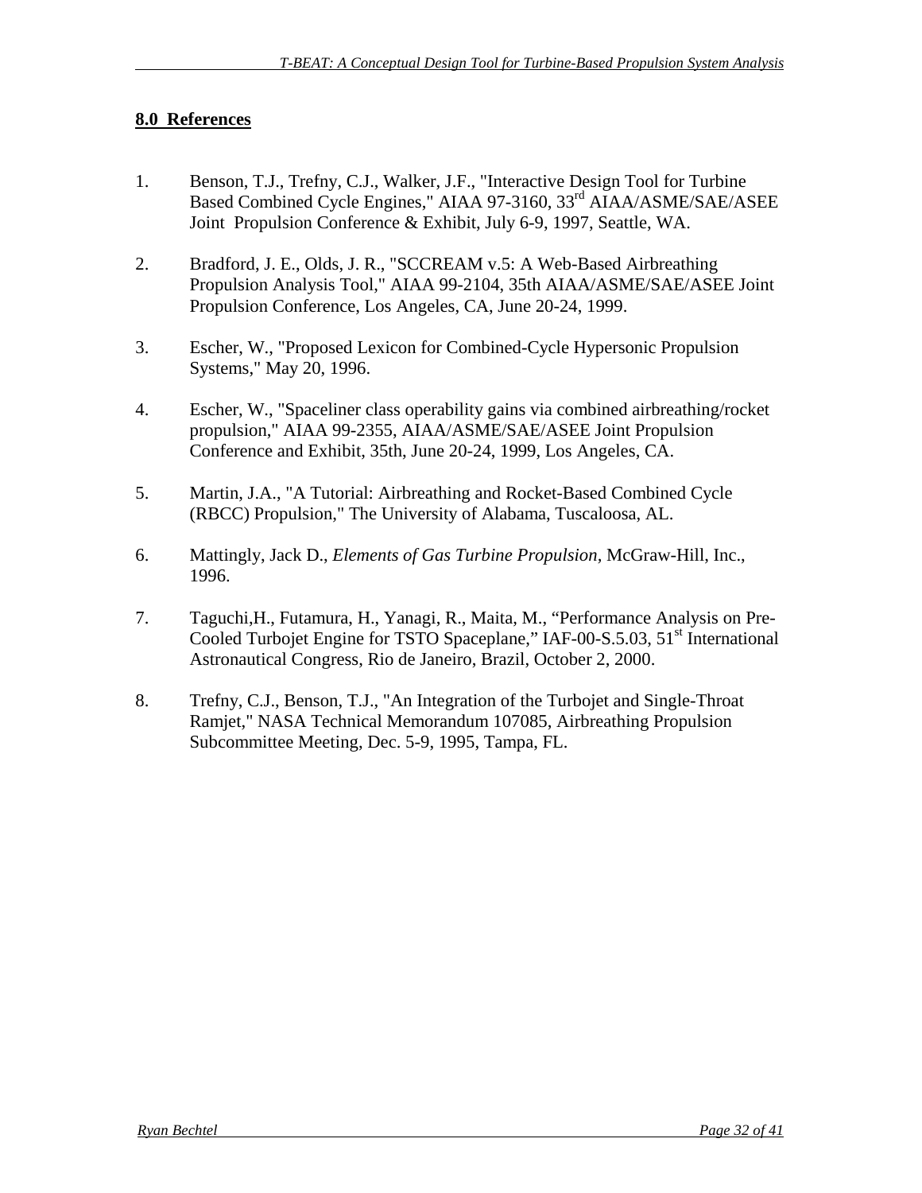## 8.0 References

1. Benson, T.J., Trefny, C.J., Walker, J.F., "Interactive Design Tool for Turbine Based Combined Cycle Engines," AIAA 97-3160, 33rd AIAA/ASME/SAE/ASEE Joint Propulsion Conference & Exhibit, July 6-9, 1997, Seattle, WA.

2. Bradford, J. E., Olds, J. R., "SCCREAM v.5: A Web-Based Airbreathing Propulsion Analysis Tool," AIAA 99-2104, 35th AIAA/ASME/SAE/ASEE Joint Propulsion Conference, Los Angeles, CA, June 20-24, 1999.

3. Escher, W., "Proposed Lexicon for Combined-Cycle Hypersonic Propulsion Systems," May 20, 1996.

4. Escher, W., "Spaceliner class operability gains via combined airbreathing/rocket propulsion," AIAA 99-2355, AIAA/ASME/SAE/ASEE Joint Propulsion Conference and Exhibit, 35th, June 20-24, 1999, Los Angeles, CA.

5. Martin, J.A., "A Tutorial: Airbreathing and Rocket-Based Combined Cycle (RBCC) Propulsion," The University of Alabama, Tuscaloosa, AL.

6. Mattingly, Jack D., *Elements of Gas Turbine Propulsion*, McGraw-Hill, Inc., 1996.

7. Taguchi,H., Futamura, H., Yanagi, R., Maita, M., "Performance Analysis on Pre-Cooled Turbojet Engine for TSTO Spaceplane," IAF-00-S.5.03, 51st International Astronautical Congress, Rio de Janeiro, Brazil, October 2, 2000.

8. Trefny, C.J., Benson, T.J., "An Integration of the Turbojet and Single-Throat Ramjet," NASA Technical Memorandum 107085, Airbreathing Propulsion Subcommittee Meeting, Dec. 5-9, 1995, Tampa, FL.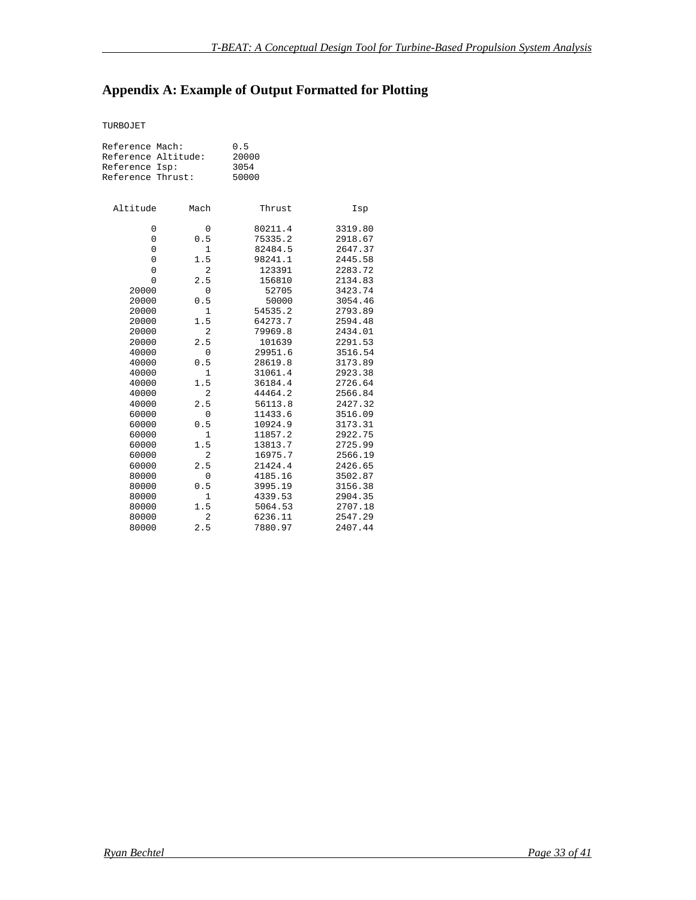# Appendix A: Example of Output Formatted for Plotting

```
TURBOJET

Reference Mach:         0.5
Reference Altitude:     20000
Reference Isp:          3054
Reference Thrust:       50000


  Altitude      Mach        Thrust          Isp

         0         0       80211.4      3319.80
         0       0.5       75335.2      2918.67
         0         1       82484.5      2647.37
         0       1.5       98241.1      2445.58
         0         2        123391      2283.72
         0       2.5        156810      2134.83
     20000         0         52705      3423.74
     20000       0.5         50000      3054.46
     20000         1       54535.2      2793.89
     20000       1.5       64273.7      2594.48
     20000         2       79969.8      2434.01
     20000       2.5        101639      2291.53
     40000         0       29951.6      3516.54
     40000       0.5       28619.8      3173.89
     40000         1       31061.4      2923.38
     40000       1.5       36184.4      2726.64
     40000         2       44464.2      2566.84
     40000       2.5       56113.8      2427.32
     60000         0       11433.6      3516.09
     60000       0.5       10924.9      3173.31
     60000         1       11857.2      2922.75
     60000       1.5       13813.7      2725.99
     60000         2       16975.7      2566.19
     60000       2.5       21424.4      2426.65
     80000         0       4185.16      3502.87
     80000       0.5       3995.19      3156.38
     80000         1       4339.53      2904.35
     80000       1.5       5064.53      2707.18
     80000         2       6236.11      2547.29
     80000       2.5       7880.97      2407.44
```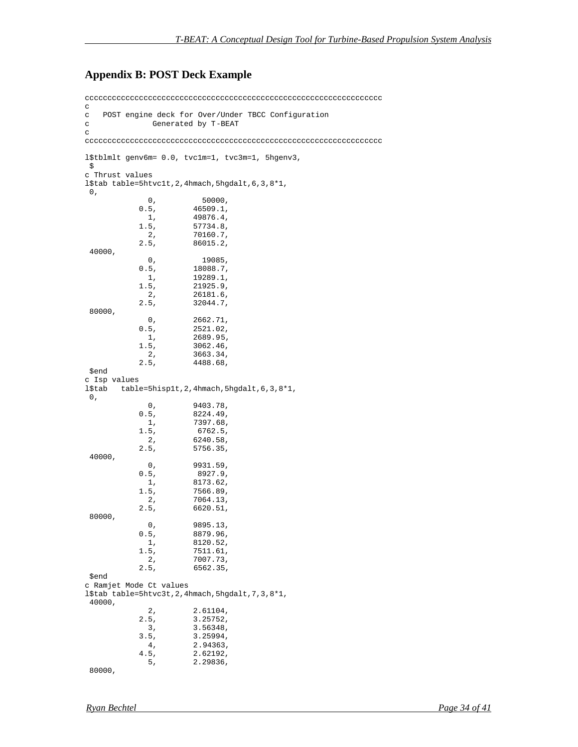## Appendix B: POST Deck Example

```
cccccccccccccccccccccccccccccccccccccccccccccccccccccccccccccccccc
c
c   POST engine deck for Over/Under TBCC Configuration
c              Generated by T-BEAT
c
cccccccccccccccccccccccccccccccccccccccccccccccccccccccccccccccccc

l$tblmlt genv6m= 0.0, tvc1m=1, tvc3m=1, 5hgenv3,
 $
c Thrust values
l$tab table=5htvc1t,2,4hmach,5hgdalt,6,3,8*1,
 0,
             0,          50000,
           0.5,        46509.1,
             1,        49876.4,
           1.5,        57734.8,
             2,        70160.7,
           2.5,        86015.2,
 40000,
             0,          19085,
           0.5,        18088.7,
             1,        19289.1,
           1.5,        21925.9,
             2,        26181.6,
           2.5,        32044.7,
 80000,
             0,        2662.71,
           0.5,        2521.02,
             1,        2689.95,
           1.5,        3062.46,
             2,        3663.34,
           2.5,        4488.68,
 $end
c Isp values
l$tab   table=5hisp1t,2,4hmach,5hgdalt,6,3,8*1,
 0,
             0,        9403.78,
           0.5,        8224.49,
             1,        7397.68,
           1.5,         6762.5,
             2,        6240.58,
           2.5,        5756.35,
 40000,
             0,        9931.59,
           0.5,         8927.9,
             1,        8173.62,
           1.5,        7566.89,
             2,        7064.13,
           2.5,        6620.51,
 80000,
             0,        9895.13,
           0.5,        8879.96,
             1,        8120.52,
           1.5,        7511.61,
             2,        7007.73,
           2.5,        6562.35,
 $end
c Ramjet Mode Ct values
l$tab table=5htvc3t,2,4hmach,5hgdalt,7,3,8*1,
 40000,
             2,        2.61104,
           2.5,        3.25752,
             3,        3.56348,
           3.5,        3.25994,
             4,        2.94363,
           4.5,        2.62192,
             5,        2.29836,
 80000,
```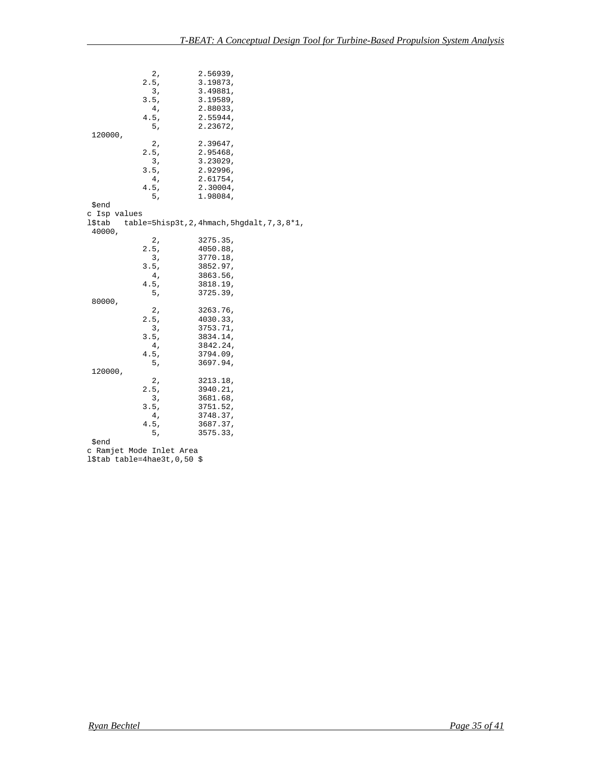```
            2,        2.56939,
          2.5,        3.19873,
            3,        3.49881,
          3.5,        3.19589,
            4,        2.88033,
          4.5,        2.55944,
            5,        2.23672,
 120000,
            2,        2.39647,
          2.5,        2.95468,
            3,        3.23029,
          3.5,        2.92996,
            4,        2.61754,
          4.5,        2.30004,
            5,        1.98084,
 $end
c Isp values
l$tab   table=5hisp3t,2,4hmach,5hgdalt,7,3,8*1,
 40000,
            2,        3275.35,
          2.5,        4050.88,
            3,        3770.18,
          3.5,        3852.97,
            4,        3863.56,
          4.5,        3818.19,
            5,        3725.39,
 80000,
            2,        3263.76,
          2.5,        4030.33,
            3,        3753.71,
          3.5,        3834.14,
            4,        3842.24,
          4.5,        3794.09,
            5,        3697.94,
 120000,
            2,        3213.18,
          2.5,        3940.21,
            3,        3681.68,
          3.5,        3751.52,
            4,        3748.37,
          4.5,        3687.37,
            5,        3575.33,
 $end
c Ramjet Mode Inlet Area
l$tab table=4hae3t,0,50 $
```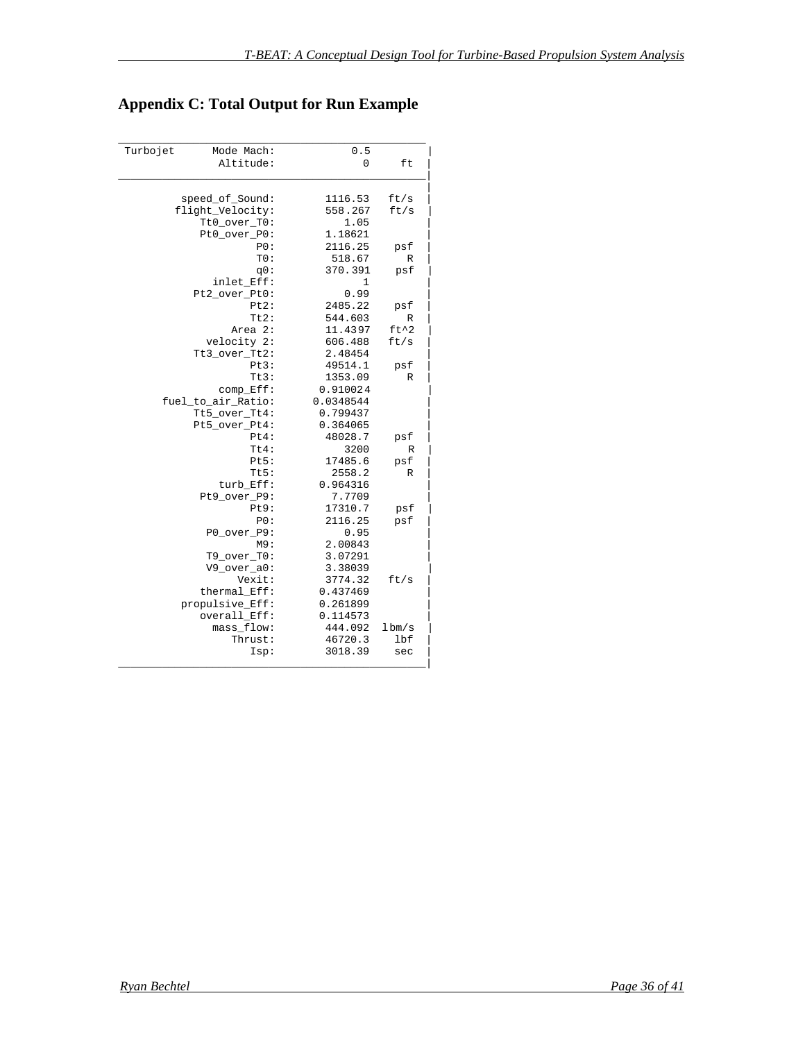## Appendix C: Total Output for Run Example

```
_________________________________________________________
 Turbojet      Mode Mach:            0.5               |
                Altitude:              0      ft       |
_______________________________________________________|
                                                       |
          speed_of_Sound:        1116.53    ft/s       |
         flight_Velocity:        558.267    ft/s       |
             Tt0_over_T0:           1.05               |
             Pt0_over_P0:        1.18621               |
                      P0:        2116.25     psf       |
                      T0:         518.67       R       |
                      q0:        370.391     psf       |
               inlet_Eff:              1               |
             Pt2_over_Pt0:          0.99               |
                     Pt2:        2485.22     psf       |
                     Tt2:        544.603       R       |
                  Area 2:        11.4397    ft^2       |
              velocity 2:        606.488    ft/s       |
            Tt3_over_Tt2:        2.48454               |
                     Pt3:        49514.1     psf       |
                     Tt3:        1353.09       R       |
                comp_Eff:       0.910024               |
      fuel_to_air_Ratio:       0.0348544               |
            Tt5_over_Tt4:       0.799437               |
            Pt5_over_Pt4:       0.364065               |
                     Pt4:        48028.7     psf       |
                     Tt4:           3200       R       |
                     Pt5:        17485.6     psf       |
                     Tt5:         2558.2       R       |
                turb_Eff:       0.964316               |
             Pt9_over_P9:         7.7709               |
                     Pt9:        17310.7     psf       |
                      P0:        2116.25     psf       |
              P0_over_P9:           0.95               |
                      M9:        2.00843               |
              T9_over_T0:        3.07291               |
              V9_over_a0:        3.38039               |
                   Vexit:        3774.32    ft/s       |
             thermal_Eff:       0.437469               |
          propulsive_Eff:       0.261899               |
             overall_Eff:       0.114573               |
               mass_flow:        444.092   lbm/s       |
                  Thrust:        46720.3     lbf       |
                     Isp:        3018.39     sec       |
_______________________________________________________|
```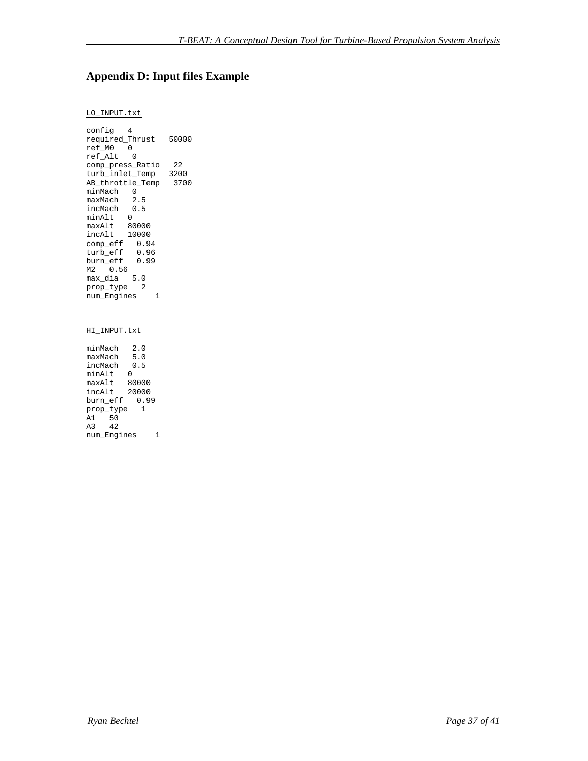## Appendix D: Input files Example

<u>LO_INPUT.txt</u>

```
config   4
required_Thrust   50000
ref_M0   0
ref_Alt   0
comp_press_Ratio   22
turb_inlet_Temp   3200
AB_throttle_Temp   3700
minMach   0
maxMach   2.5
incMach   0.5
minAlt   0
maxAlt   80000
incAlt   10000
comp_eff   0.94
turb_eff   0.96
burn_eff   0.99
M2   0.56
max_dia   5.0
prop_type   2
num_Engines    1
```

<u>HI_INPUT.txt</u>

```
minMach   2.0
maxMach   5.0
incMach   0.5
minAlt   0
maxAlt   80000
incAlt   20000
burn_eff   0.99
prop_type   1
A1   50
A3   42
num_Engines    1
```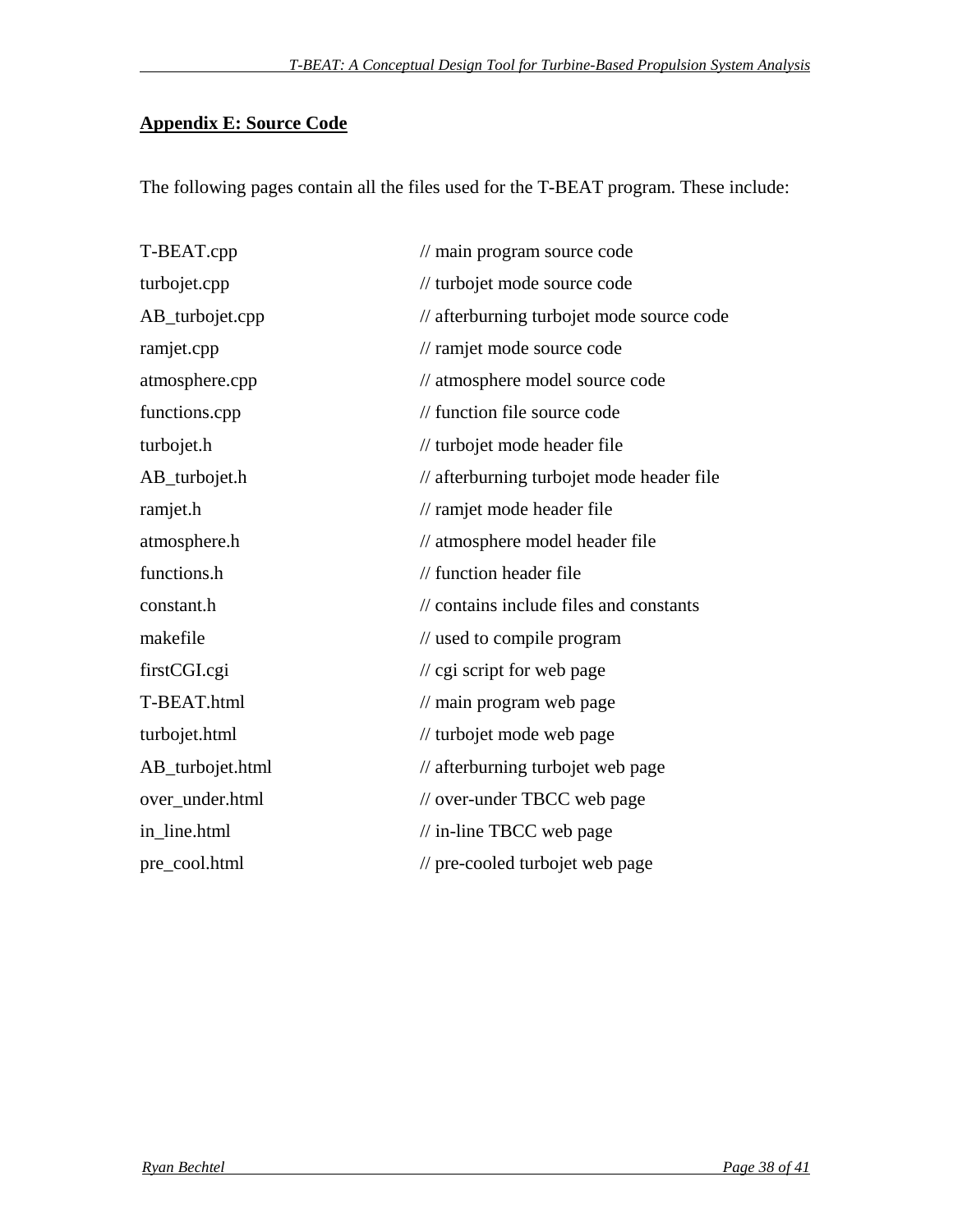**Appendix E: Source Code**

The following pages contain all the files used for the T-BEAT program. These include:

| | |
|---|---|
| T-BEAT.cpp | // main program source code |
| turbojet.cpp | // turbojet mode source code |
| AB_turbojet.cpp | // afterburning turbojet mode source code |
| ramjet.cpp | // ramjet mode source code |
| atmosphere.cpp | // atmosphere model source code |
| functions.cpp | // function file source code |
| turbojet.h | // turbojet mode header file |
| AB_turbojet.h | // afterburning turbojet mode header file |
| ramjet.h | // ramjet mode header file |
| atmosphere.h | // atmosphere model header file |
| functions.h | // function header file |
| constant.h | // contains include files and constants |
| makefile | // used to compile program |
| firstCGI.cgi | // cgi script for web page |
| T-BEAT.html | // main program web page |
| turbojet.html | // turbojet mode web page |
| AB_turbojet.html | // afterburning turbojet web page |
| over_under.html | // over-under TBCC web page |
| in_line.html | // in-line TBCC web page |
| pre_cool.html | // pre-cooled turbojet web page |